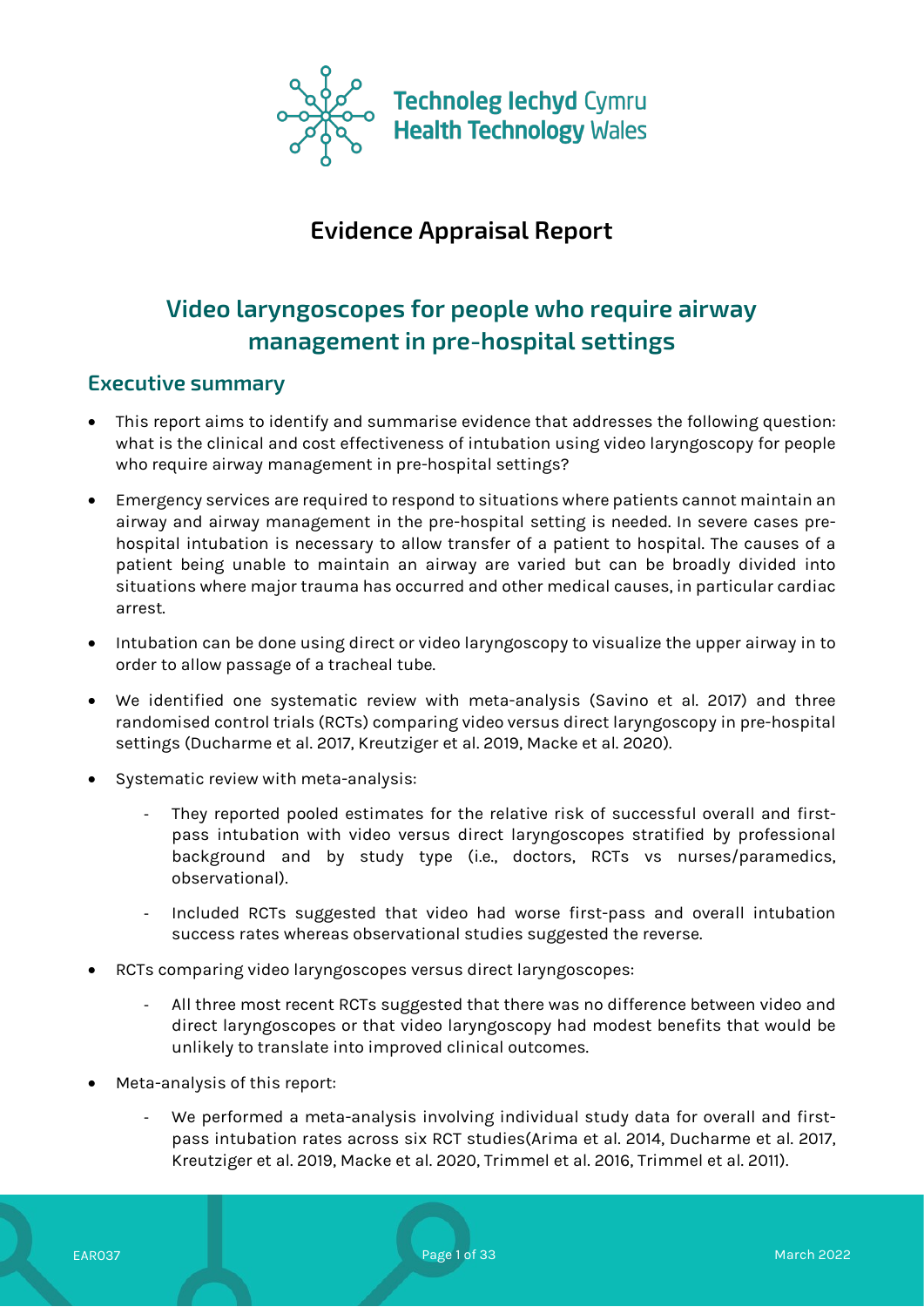Technoleg Iechyd Cymru
Health Technology Wales

# Evidence Appraisal Report

# Video laryngoscopes for people who require airway management in pre-hospital settings

## Executive summary

- This report aims to identify and summarise evidence that addresses the following question: what is the clinical and cost effectiveness of intubation using video laryngoscopy for people who require airway management in pre-hospital settings?
- Emergency services are required to respond to situations where patients cannot maintain an airway and airway management in the pre-hospital setting is needed. In severe cases pre-hospital intubation is necessary to allow transfer of a patient to hospital. The causes of a patient being unable to maintain an airway are varied but can be broadly divided into situations where major trauma has occurred and other medical causes, in particular cardiac arrest.
- Intubation can be done using direct or video laryngoscopy to visualize the upper airway in to order to allow passage of a tracheal tube.
- We identified one systematic review with meta-analysis (Savino et al. 2017) and three randomised control trials (RCTs) comparing video versus direct laryngoscopy in pre-hospital settings (Ducharme et al. 2017, Kreutziger et al. 2019, Macke et al. 2020).
- Systematic review with meta-analysis:
  - They reported pooled estimates for the relative risk of successful overall and first-pass intubation with video versus direct laryngoscopes stratified by professional background and by study type (i.e., doctors, RCTs vs nurses/paramedics, observational).
  - Included RCTs suggested that video had worse first-pass and overall intubation success rates whereas observational studies suggested the reverse.
- RCTs comparing video laryngoscopes versus direct laryngoscopes:
  - All three most recent RCTs suggested that there was no difference between video and direct laryngoscopes or that video laryngoscopy had modest benefits that would be unlikely to translate into improved clinical outcomes.
- Meta-analysis of this report:
  - We performed a meta-analysis involving individual study data for overall and first-pass intubation rates across six RCT studies(Arima et al. 2014, Ducharme et al. 2017, Kreutziger et al. 2019, Macke et al. 2020, Trimmel et al. 2016, Trimmel et al. 2011).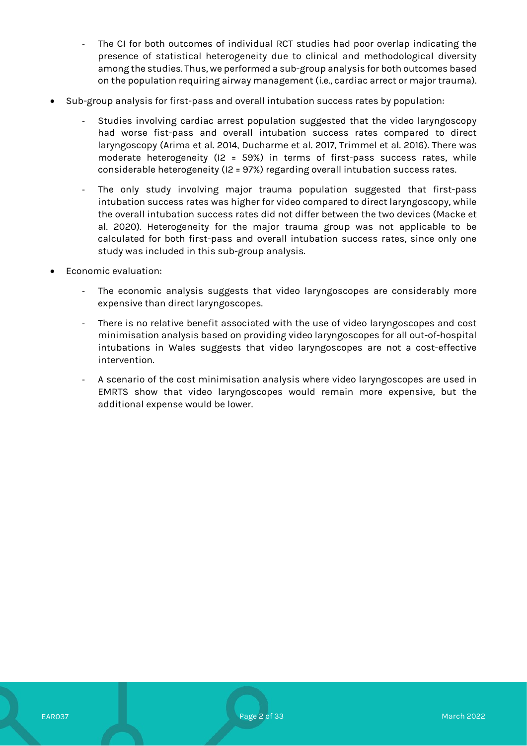- The CI for both outcomes of individual RCT studies had poor overlap indicating the presence of statistical heterogeneity due to clinical and methodological diversity among the studies. Thus, we performed a sub-group analysis for both outcomes based on the population requiring airway management (i.e., cardiac arrect or major trauma).

- Sub-group analysis for first-pass and overall intubation success rates by population:
  - Studies involving cardiac arrest population suggested that the video laryngoscopy had worse fist-pass and overall intubation success rates compared to direct laryngoscopy (Arima et al. 2014, Ducharme et al. 2017, Trimmel et al. 2016). There was moderate heterogeneity (I2 = 59%) in terms of first-pass success rates, while considerable heterogeneity (I2 = 97%) regarding overall intubation success rates.
  - The only study involving major trauma population suggested that first-pass intubation success rates was higher for video compared to direct laryngoscopy, while the overall intubation success rates did not differ between the two devices (Macke et al. 2020). Heterogeneity for the major trauma group was not applicable to be calculated for both first-pass and overall intubation success rates, since only one study was included in this sub-group analysis.

- Economic evaluation:
  - The economic analysis suggests that video laryngoscopes are considerably more expensive than direct laryngoscopes.
  - There is no relative benefit associated with the use of video laryngoscopes and cost minimisation analysis based on providing video laryngoscopes for all out-of-hospital intubations in Wales suggests that video laryngoscopes are not a cost-effective intervention.
  - A scenario of the cost minimisation analysis where video laryngoscopes are used in EMRTS show that video laryngoscopes would remain more expensive, but the additional expense would be lower.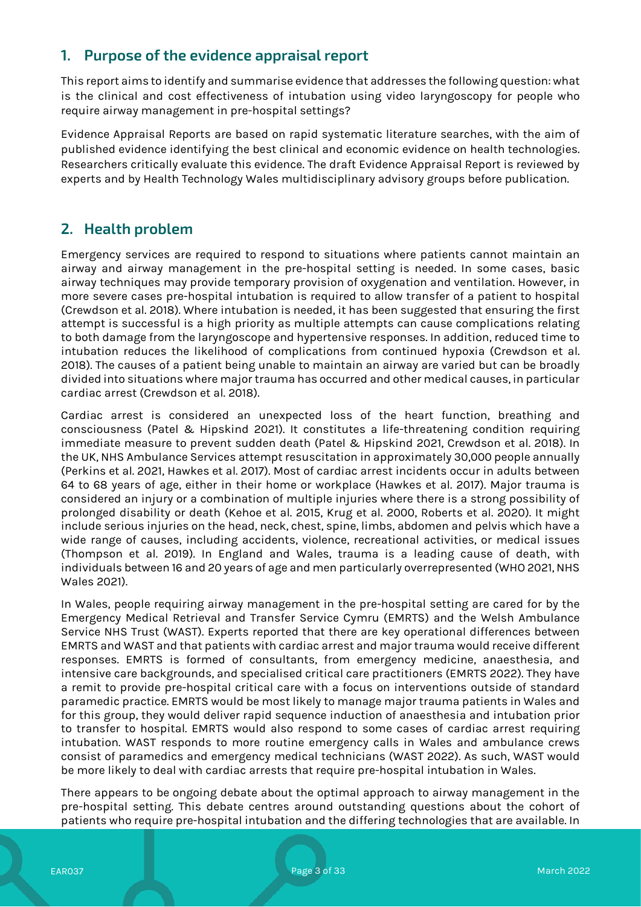## 1. Purpose of the evidence appraisal report

This report aims to identify and summarise evidence that addresses the following question: what is the clinical and cost effectiveness of intubation using video laryngoscopy for people who require airway management in pre-hospital settings?

Evidence Appraisal Reports are based on rapid systematic literature searches, with the aim of published evidence identifying the best clinical and economic evidence on health technologies. Researchers critically evaluate this evidence. The draft Evidence Appraisal Report is reviewed by experts and by Health Technology Wales multidisciplinary advisory groups before publication.

## 2. Health problem

Emergency services are required to respond to situations where patients cannot maintain an airway and airway management in the pre-hospital setting is needed. In some cases, basic airway techniques may provide temporary provision of oxygenation and ventilation. However, in more severe cases pre-hospital intubation is required to allow transfer of a patient to hospital (Crewdson et al. 2018). Where intubation is needed, it has been suggested that ensuring the first attempt is successful is a high priority as multiple attempts can cause complications relating to both damage from the laryngoscope and hypertensive responses. In addition, reduced time to intubation reduces the likelihood of complications from continued hypoxia (Crewdson et al. 2018). The causes of a patient being unable to maintain an airway are varied but can be broadly divided into situations where major trauma has occurred and other medical causes, in particular cardiac arrest (Crewdson et al. 2018).

Cardiac arrest is considered an unexpected loss of the heart function, breathing and consciousness (Patel & Hipskind 2021). It constitutes a life-threatening condition requiring immediate measure to prevent sudden death (Patel & Hipskind 2021, Crewdson et al. 2018). In the UK, NHS Ambulance Services attempt resuscitation in approximately 30,000 people annually (Perkins et al. 2021, Hawkes et al. 2017). Most of cardiac arrest incidents occur in adults between 64 to 68 years of age, either in their home or workplace (Hawkes et al. 2017). Major trauma is considered an injury or a combination of multiple injuries where there is a strong possibility of prolonged disability or death (Kehoe et al. 2015, Krug et al. 2000, Roberts et al. 2020). It might include serious injuries on the head, neck, chest, spine, limbs, abdomen and pelvis which have a wide range of causes, including accidents, violence, recreational activities, or medical issues (Thompson et al. 2019). In England and Wales, trauma is a leading cause of death, with individuals between 16 and 20 years of age and men particularly overrepresented (WHO 2021, NHS Wales 2021).

In Wales, people requiring airway management in the pre-hospital setting are cared for by the Emergency Medical Retrieval and Transfer Service Cymru (EMRTS) and the Welsh Ambulance Service NHS Trust (WAST). Experts reported that there are key operational differences between EMRTS and WAST and that patients with cardiac arrest and major trauma would receive different responses. EMRTS is formed of consultants, from emergency medicine, anaesthesia, and intensive care backgrounds, and specialised critical care practitioners (EMRTS 2022). They have a remit to provide pre-hospital critical care with a focus on interventions outside of standard paramedic practice. EMRTS would be most likely to manage major trauma patients in Wales and for this group, they would deliver rapid sequence induction of anaesthesia and intubation prior to transfer to hospital. EMRTS would also respond to some cases of cardiac arrest requiring intubation. WAST responds to more routine emergency calls in Wales and ambulance crews consist of paramedics and emergency medical technicians (WAST 2022). As such, WAST would be more likely to deal with cardiac arrests that require pre-hospital intubation in Wales.

There appears to be ongoing debate about the optimal approach to airway management in the pre-hospital setting. This debate centres around outstanding questions about the cohort of patients who require pre-hospital intubation and the differing technologies that are available. In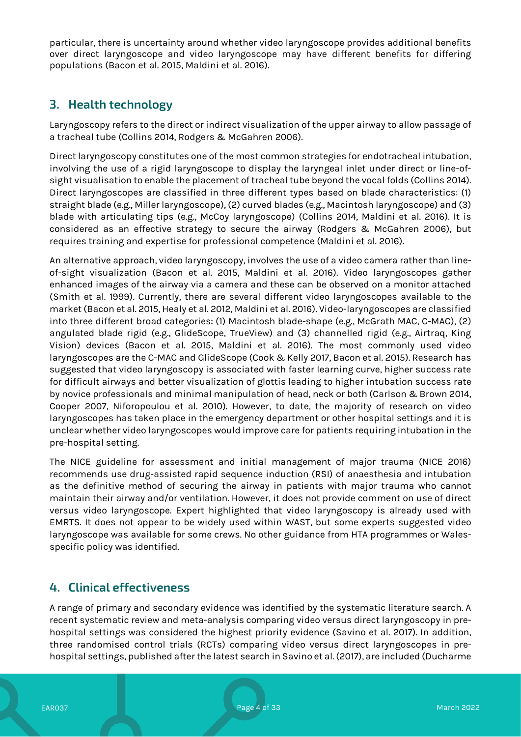particular, there is uncertainty around whether video laryngoscope provides additional benefits over direct laryngoscope and video laryngoscope may have different benefits for differing populations (Bacon et al. 2015, Maldini et al. 2016).

## 3. Health technology

Laryngoscopy refers to the direct or indirect visualization of the upper airway to allow passage of a tracheal tube (Collins 2014, Rodgers & McGahren 2006).

Direct laryngoscopy constitutes one of the most common strategies for endotracheal intubation, involving the use of a rigid laryngoscope to display the laryngeal inlet under direct or line-of-sight visualisation to enable the placement of tracheal tube beyond the vocal folds (Collins 2014). Direct laryngoscopes are classified in three different types based on blade characteristics: (1) straight blade (e.g., Miller laryngoscope), (2) curved blades (e.g., Macintosh laryngoscope) and (3) blade with articulating tips (e.g., McCoy laryngoscope) (Collins 2014, Maldini et al. 2016). It is considered as an effective strategy to secure the airway (Rodgers & McGahren 2006), but requires training and expertise for professional competence (Maldini et al. 2016).

An alternative approach, video laryngoscopy, involves the use of a video camera rather than line-of-sight visualization (Bacon et al. 2015, Maldini et al. 2016). Video laryngoscopes gather enhanced images of the airway via a camera and these can be observed on a monitor attached (Smith et al. 1999). Currently, there are several different video laryngoscopes available to the market (Bacon et al. 2015, Healy et al. 2012, Maldini et al. 2016). Video-laryngoscopes are classified into three different broad categories: (1) Macintosh blade-shape (e.g., McGrath MAC, C-MAC), (2) angulated blade rigid (e.g., GlideScope, TrueView) and (3) channelled rigid (e.g., Airtraq, King Vision) devices (Bacon et al. 2015, Maldini et al. 2016). The most commonly used video laryngoscopes are the C-MAC and GlideScope (Cook & Kelly 2017, Bacon et al. 2015). Research has suggested that video laryngoscopy is associated with faster learning curve, higher success rate for difficult airways and better visualization of glottis leading to higher intubation success rate by novice professionals and minimal manipulation of head, neck or both (Carlson & Brown 2014, Cooper 2007, Niforopoulou et al. 2010). However, to date, the majority of research on video laryngoscopes has taken place in the emergency department or other hospital settings and it is unclear whether video laryngoscopes would improve care for patients requiring intubation in the pre-hospital setting.

The NICE guideline for assessment and initial management of major trauma (NICE 2016) recommends use drug-assisted rapid sequence induction (RSI) of anaesthesia and intubation as the definitive method of securing the airway in patients with major trauma who cannot maintain their airway and/or ventilation. However, it does not provide comment on use of direct versus video laryngoscope. Expert highlighted that video laryngoscopy is already used with EMRTS. It does not appear to be widely used within WAST, but some experts suggested video laryngoscope was available for some crews. No other guidance from HTA programmes or Wales-specific policy was identified.

## 4. Clinical effectiveness

A range of primary and secondary evidence was identified by the systematic literature search. A recent systematic review and meta-analysis comparing video versus direct laryngoscopy in pre-hospital settings was considered the highest priority evidence (Savino et al. 2017). In addition, three randomised control trials (RCTs) comparing video versus direct laryngoscopes in pre-hospital settings, published after the latest search in Savino et al. (2017), are included (Ducharme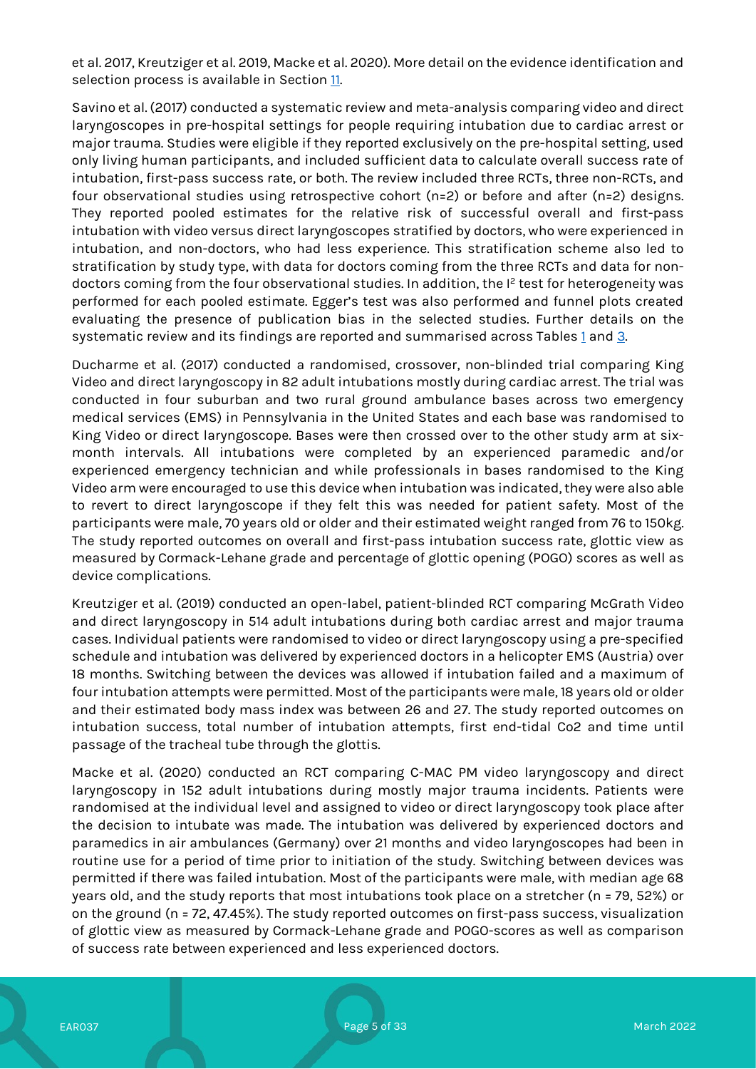et al. 2017, Kreutziger et al. 2019, Macke et al. 2020). More detail on the evidence identification and selection process is available in Section 11.

Savino et al. (2017) conducted a systematic review and meta-analysis comparing video and direct laryngoscopes in pre-hospital settings for people requiring intubation due to cardiac arrest or major trauma. Studies were eligible if they reported exclusively on the pre-hospital setting, used only living human participants, and included sufficient data to calculate overall success rate of intubation, first-pass success rate, or both. The review included three RCTs, three non-RCTs, and four observational studies using retrospective cohort (n=2) or before and after (n=2) designs. They reported pooled estimates for the relative risk of successful overall and first-pass intubation with video versus direct laryngoscopes stratified by doctors, who were experienced in intubation, and non-doctors, who had less experience. This stratification scheme also led to stratification by study type, with data for doctors coming from the three RCTs and data for non-doctors coming from the four observational studies. In addition, the $I^2$ test for heterogeneity was performed for each pooled estimate. Egger's test was also performed and funnel plots created evaluating the presence of publication bias in the selected studies. Further details on the systematic review and its findings are reported and summarised across Tables 1 and 3.

Ducharme et al. (2017) conducted a randomised, crossover, non-blinded trial comparing King Video and direct laryngoscopy in 82 adult intubations mostly during cardiac arrest. The trial was conducted in four suburban and two rural ground ambulance bases across two emergency medical services (EMS) in Pennsylvania in the United States and each base was randomised to King Video or direct laryngoscope. Bases were then crossed over to the other study arm at six-month intervals. All intubations were completed by an experienced paramedic and/or experienced emergency technician and while professionals in bases randomised to the King Video arm were encouraged to use this device when intubation was indicated, they were also able to revert to direct laryngoscope if they felt this was needed for patient safety. Most of the participants were male, 70 years old or older and their estimated weight ranged from 76 to 150kg. The study reported outcomes on overall and first-pass intubation success rate, glottic view as measured by Cormack-Lehane grade and percentage of glottic opening (POGO) scores as well as device complications.

Kreutziger et al. (2019) conducted an open-label, patient-blinded RCT comparing McGrath Video and direct laryngoscopy in 514 adult intubations during both cardiac arrest and major trauma cases. Individual patients were randomised to video or direct laryngoscopy using a pre-specified schedule and intubation was delivered by experienced doctors in a helicopter EMS (Austria) over 18 months. Switching between the devices was allowed if intubation failed and a maximum of four intubation attempts were permitted. Most of the participants were male, 18 years old or older and their estimated body mass index was between 26 and 27. The study reported outcomes on intubation success, total number of intubation attempts, first end-tidal Co2 and time until passage of the tracheal tube through the glottis.

Macke et al. (2020) conducted an RCT comparing C-MAC PM video laryngoscopy and direct laryngoscopy in 152 adult intubations during mostly major trauma incidents. Patients were randomised at the individual level and assigned to video or direct laryngoscopy took place after the decision to intubate was made. The intubation was delivered by experienced doctors and paramedics in air ambulances (Germany) over 21 months and video laryngoscopes had been in routine use for a period of time prior to initiation of the study. Switching between devices was permitted if there was failed intubation. Most of the participants were male, with median age 68 years old, and the study reports that most intubations took place on a stretcher (n = 79, 52%) or on the ground (n = 72, 47.45%). The study reported outcomes on first-pass success, visualization of glottic view as measured by Cormack-Lehane grade and POGO-scores as well as comparison of success rate between experienced and less experienced doctors.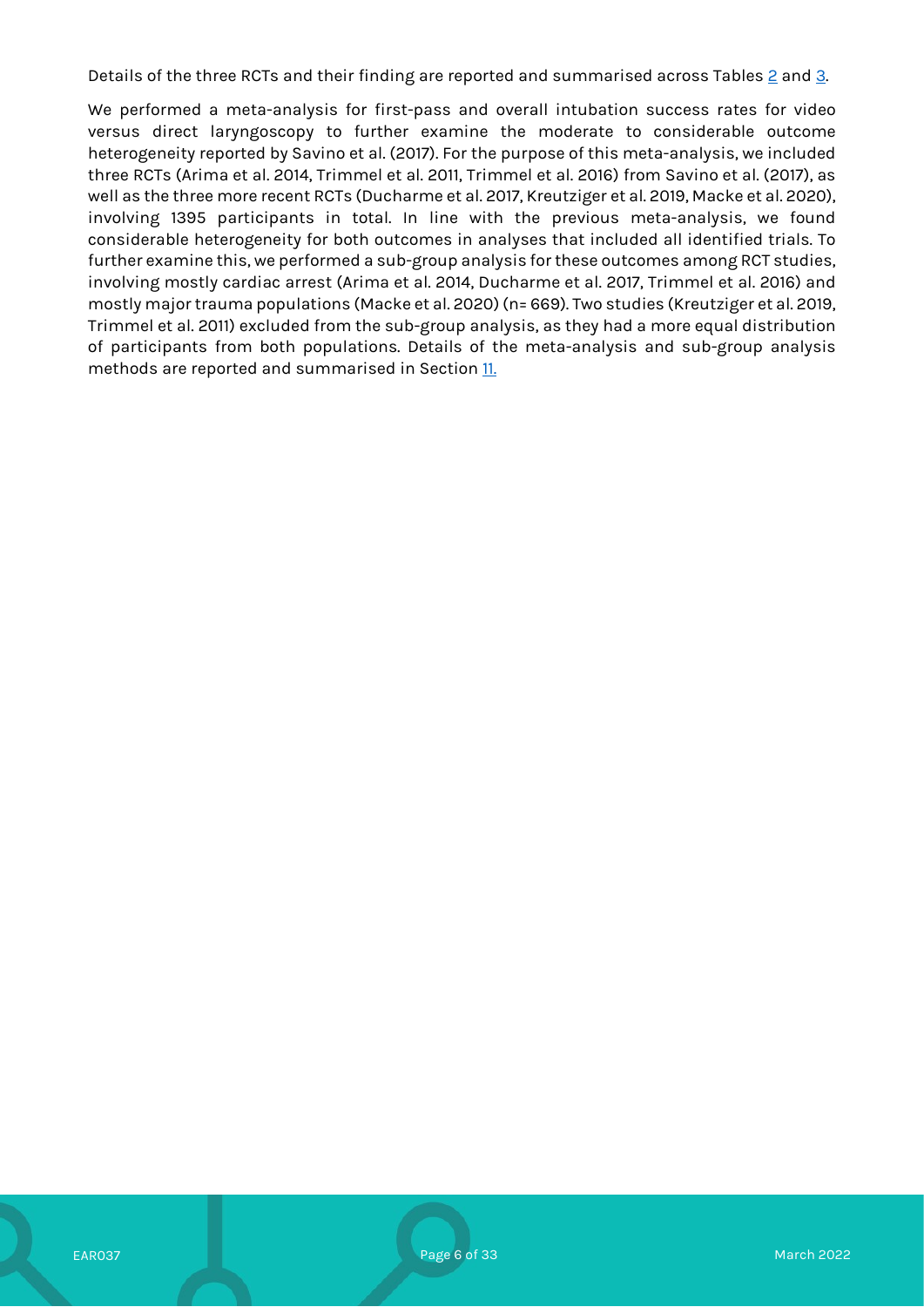Details of the three RCTs and their finding are reported and summarised across Tables 2 and 3.

We performed a meta-analysis for first-pass and overall intubation success rates for video versus direct laryngoscopy to further examine the moderate to considerable outcome heterogeneity reported by Savino et al. (2017). For the purpose of this meta-analysis, we included three RCTs (Arima et al. 2014, Trimmel et al. 2011, Trimmel et al. 2016) from Savino et al. (2017), as well as the three more recent RCTs (Ducharme et al. 2017, Kreutziger et al. 2019, Macke et al. 2020), involving 1395 participants in total. In line with the previous meta-analysis, we found considerable heterogeneity for both outcomes in analyses that included all identified trials. To further examine this, we performed a sub-group analysis for these outcomes among RCT studies, involving mostly cardiac arrest (Arima et al. 2014, Ducharme et al. 2017, Trimmel et al. 2016) and mostly major trauma populations (Macke et al. 2020) (n= 669). Two studies (Kreutziger et al. 2019, Trimmel et al. 2011) excluded from the sub-group analysis, as they had a more equal distribution of participants from both populations. Details of the meta-analysis and sub-group analysis methods are reported and summarised in Section 11.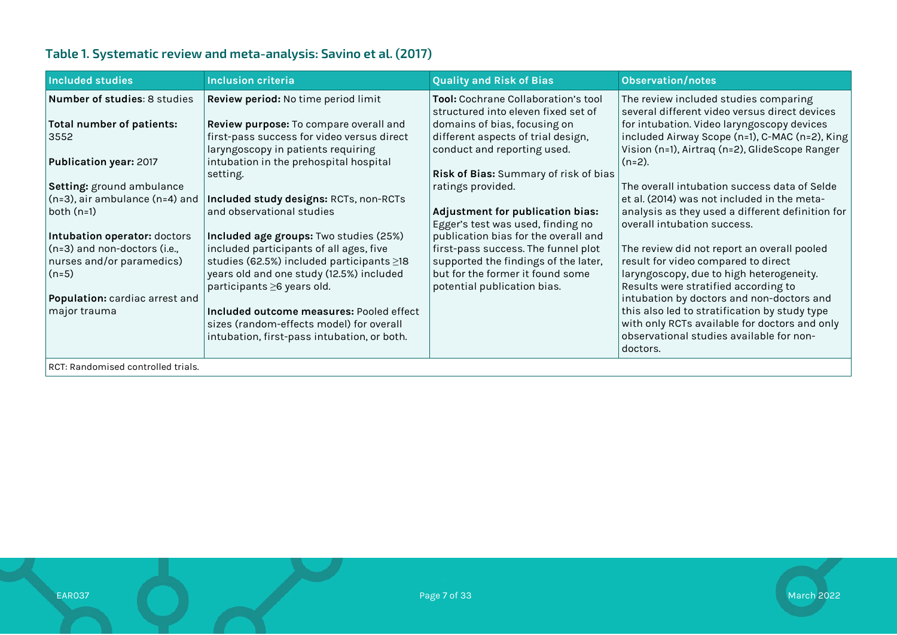### Table 1. Systematic review and meta-analysis: Savino et al. (2017)

| Included studies | Inclusion criteria | Quality and Risk of Bias | Observation/notes |
|---|---|---|---|
| **Number of studies**: 8 studies<br><br>**Total number of patients:** 3552<br><br>**Publication year:** 2017<br><br>**Setting:** ground ambulance (n=3), air ambulance (n=4) and both (n=1)<br><br>**Intubation operator:** doctors (n=3) and non-doctors (i.e., nurses and/or paramedics) (n=5)<br><br>**Population:** cardiac arrest and major trauma | **Review period:** No time period limit<br><br>**Review purpose:** To compare overall and first-pass success for video versus direct laryngoscopy in patients requiring intubation in the prehospital hospital setting.<br><br>**Included study designs:** RCTs, non-RCTs and observational studies<br><br>**Included age groups:** Two studies (25%) included participants of all ages, five studies (62.5%) included participants ≥18 years old and one study (12.5%) included participants ≥6 years old.<br><br>**Included outcome measures:** Pooled effect sizes (random-effects model) for overall intubation, first-pass intubation, or both. | **Tool:** Cochrane Collaboration's tool structured into eleven fixed set of domains of bias, focusing on different aspects of trial design, conduct and reporting used.<br><br>**Risk of Bias:** Summary of risk of bias ratings provided.<br><br>**Adjustment for publication bias:** Egger's test was used, finding no publication bias for the overall and first-pass success. The funnel plot supported the findings of the later, but for the former it found some potential publication bias. | The review included studies comparing several different video versus direct devices for intubation. Video laryngoscopy devices included Airway Scope (n=1), C-MAC (n=2), King Vision (n=1), Airtraq (n=2), GlideScope Ranger (n=2).<br><br>The overall intubation success data of Selde et al. (2014) was not included in the meta-analysis as they used a different definition for overall intubation success.<br><br>The review did not report an overall pooled result for video compared to direct laryngoscopy, due to high heterogeneity. Results were stratified according to intubation by doctors and non-doctors and this also led to stratification by study type with only RCTs available for doctors and only observational studies available for non-doctors. |

RCT: Randomised controlled trials.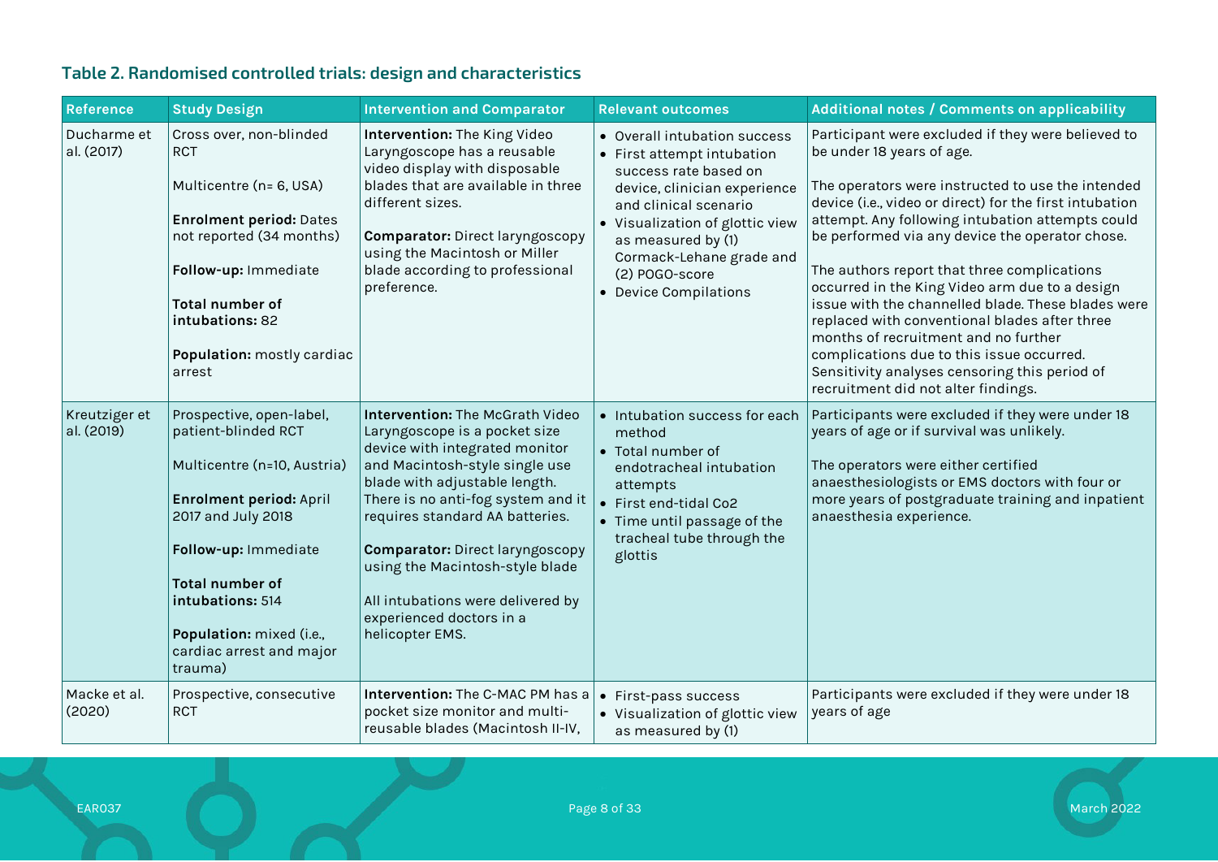### Table 2. Randomised controlled trials: design and characteristics

| Reference | Study Design | Intervention and Comparator | Relevant outcomes | Additional notes / Comments on applicability |
|---|---|---|---|---|
| Ducharme et al. (2017) | Cross over, non-blinded RCT<br><br>Multicentre (n= 6, USA)<br><br>**Enrolment period:** Dates not reported (34 months)<br><br>**Follow-up:** Immediate<br><br>**Total number of intubations:** 82<br><br>**Population:** mostly cardiac arrest | **Intervention:** The King Video Laryngoscope has a reusable video display with disposable blades that are available in three different sizes.<br><br>**Comparator:** Direct laryngoscopy using the Macintosh or Miller blade according to professional preference. | • Overall intubation success<br>• First attempt intubation success rate based on device, clinician experience and clinical scenario<br>• Visualization of glottic view as measured by (1) Cormack-Lehane grade and (2) POGO-score<br>• Device Compilations | Participant were excluded if they were believed to be under 18 years of age.<br><br>The operators were instructed to use the intended device (i.e., video or direct) for the first intubation attempt. Any following intubation attempts could be performed via any device the operator chose.<br><br>The authors report that three complications occurred in the King Video arm due to a design issue with the channelled blade. These blades were replaced with conventional blades after three months of recruitment and no further complications due to this issue occurred. Sensitivity analyses censoring this period of recruitment did not alter findings. |
| Kreutziger et al. (2019) | Prospective, open-label, patient-blinded RCT<br><br>Multicentre (n=10, Austria)<br><br>**Enrolment period:** April 2017 and July 2018<br><br>**Follow-up:** Immediate<br><br>**Total number of intubations:** 514<br><br>**Population:** mixed (i.e., cardiac arrest and major trauma) | **Intervention:** The McGrath Video Laryngoscope is a pocket size device with integrated monitor and Macintosh-style single use blade with adjustable length. There is no anti-fog system and it requires standard AA batteries.<br><br>**Comparator:** Direct laryngoscopy using the Macintosh-style blade<br><br>All intubations were delivered by experienced doctors in a helicopter EMS. | • Intubation success for each method<br>• Total number of endotracheal intubation attempts<br>• First end-tidal Co2<br>• Time until passage of the tracheal tube through the glottis | Participants were excluded if they were under 18 years of age or if survival was unlikely.<br><br>The operators were either certified anaesthesiologists or EMS doctors with four or more years of postgraduate training and inpatient anaesthesia experience. |
| Macke et al. (2020) | Prospective, consecutive RCT | **Intervention:** The C-MAC PM has a pocket size monitor and multi-reusable blades (Macintosh II-IV, | • First-pass success<br>• Visualization of glottic view as measured by (1) | Participants were excluded if they were under 18 years of age |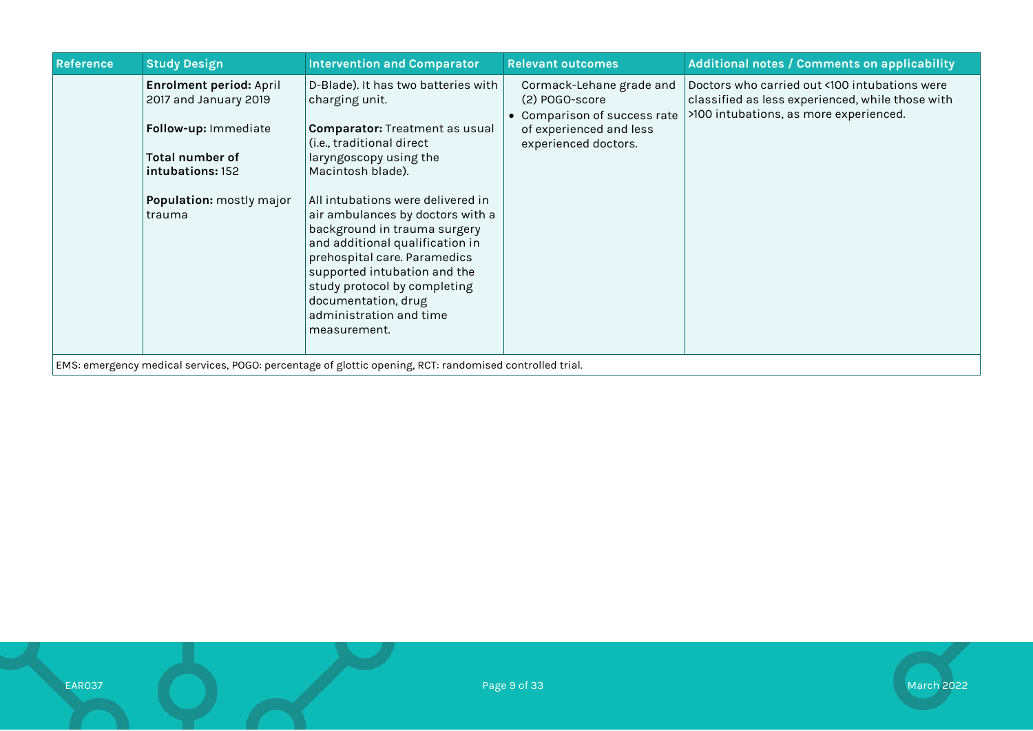| Reference | Study Design | Intervention and Comparator | Relevant outcomes | Additional notes / Comments on applicability |
|---|---|---|---|---|
| | **Enrolment period:** April 2017 and January 2019<br><br>**Follow-up:** Immediate<br><br>**Total number of intubations:** 152<br><br>**Population:** mostly major trauma | D-Blade). It has two batteries with charging unit.<br><br>**Comparator:** Treatment as usual (i.e., traditional direct laryngoscopy using the Macintosh blade).<br><br>All intubations were delivered in air ambulances by doctors with a background in trauma surgery and additional qualification in prehospital care. Paramedics supported intubation and the study protocol by completing documentation, drug administration and time measurement. | Cormack-Lehane grade and (2) POGO-score<br>• Comparison of success rate of experienced and less experienced doctors. | Doctors who carried out <100 intubations were classified as less experienced, while those with >100 intubations, as more experienced. |

EMS: emergency medical services, POGO: percentage of glottic opening, RCT: randomised controlled trial.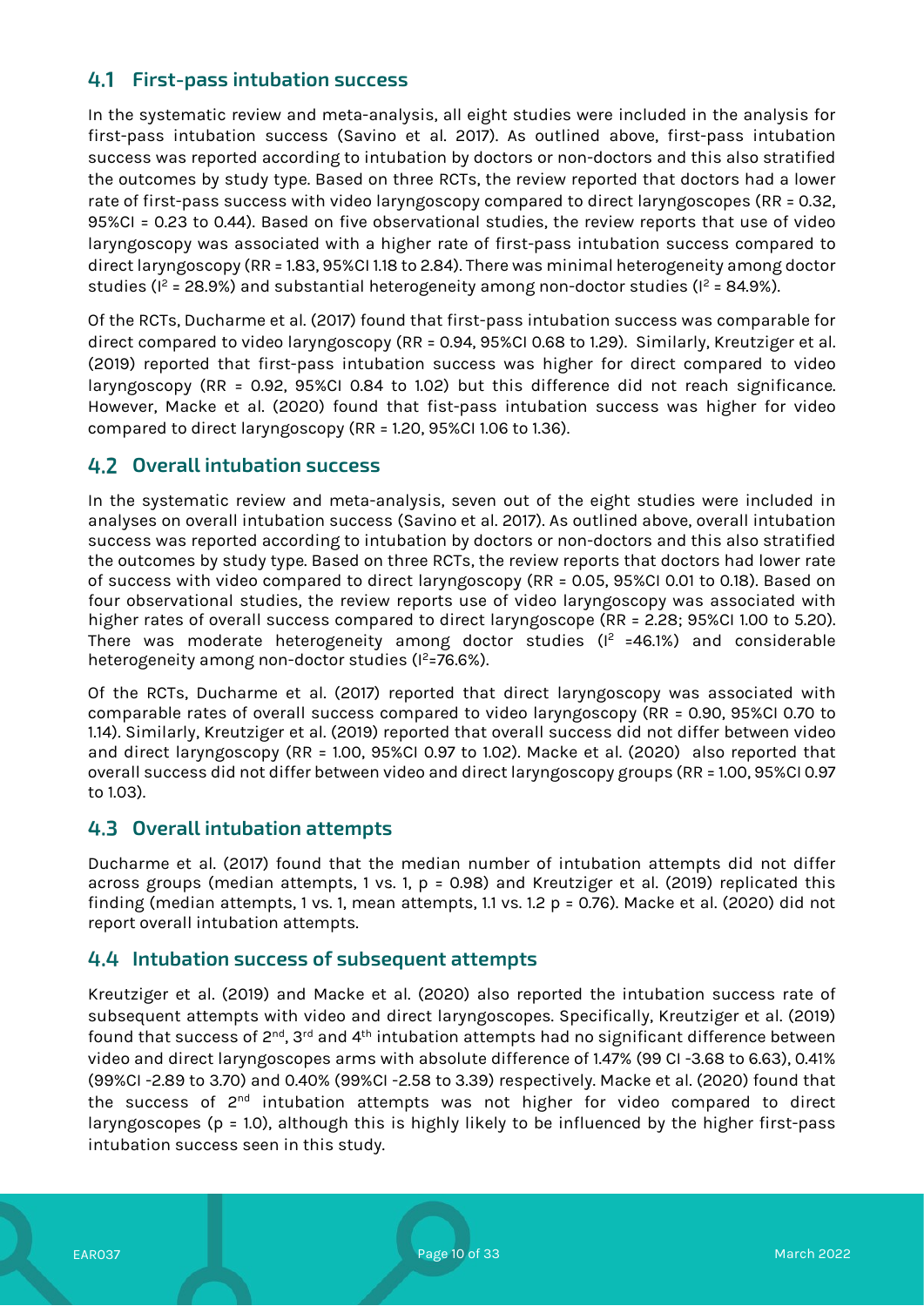## 4.1 First-pass intubation success

In the systematic review and meta-analysis, all eight studies were included in the analysis for first-pass intubation success (Savino et al. 2017). As outlined above, first-pass intubation success was reported according to intubation by doctors or non-doctors and this also stratified the outcomes by study type. Based on three RCTs, the review reported that doctors had a lower rate of first-pass success with video laryngoscopy compared to direct laryngoscopes (RR = 0.32, 95%CI = 0.23 to 0.44). Based on five observational studies, the review reports that use of video laryngoscopy was associated with a higher rate of first-pass intubation success compared to direct laryngoscopy (RR = 1.83, 95%CI 1.18 to 2.84). There was minimal heterogeneity among doctor studies ($I^2$ = 28.9%) and substantial heterogeneity among non-doctor studies ($I^2$ = 84.9%).

Of the RCTs, Ducharme et al. (2017) found that first-pass intubation success was comparable for direct compared to video laryngoscopy (RR = 0.94, 95%CI 0.68 to 1.29). Similarly, Kreutziger et al. (2019) reported that first-pass intubation success was higher for direct compared to video laryngoscopy (RR = 0.92, 95%CI 0.84 to 1.02) but this difference did not reach significance. However, Macke et al. (2020) found that fist-pass intubation success was higher for video compared to direct laryngoscopy (RR = 1.20, 95%CI 1.06 to 1.36).

## 4.2 Overall intubation success

In the systematic review and meta-analysis, seven out of the eight studies were included in analyses on overall intubation success (Savino et al. 2017). As outlined above, overall intubation success was reported according to intubation by doctors or non-doctors and this also stratified the outcomes by study type. Based on three RCTs, the review reports that doctors had lower rate of success with video compared to direct laryngoscopy (RR = 0.05, 95%CI 0.01 to 0.18). Based on four observational studies, the review reports use of video laryngoscopy was associated with higher rates of overall success compared to direct laryngoscope (RR = 2.28; 95%CI 1.00 to 5.20). There was moderate heterogeneity among doctor studies ($I^2$ =46.1%) and considerable heterogeneity among non-doctor studies ($I^2$=76.6%).

Of the RCTs, Ducharme et al. (2017) reported that direct laryngoscopy was associated with comparable rates of overall success compared to video laryngoscopy (RR = 0.90, 95%CI 0.70 to 1.14). Similarly, Kreutziger et al. (2019) reported that overall success did not differ between video and direct laryngoscopy (RR = 1.00, 95%CI 0.97 to 1.02). Macke et al. (2020) also reported that overall success did not differ between video and direct laryngoscopy groups (RR = 1.00, 95%CI 0.97 to 1.03).

## 4.3 Overall intubation attempts

Ducharme et al. (2017) found that the median number of intubation attempts did not differ across groups (median attempts, 1 vs. 1, p = 0.98) and Kreutziger et al. (2019) replicated this finding (median attempts, 1 vs. 1, mean attempts, 1.1 vs. 1.2 p = 0.76). Macke et al. (2020) did not report overall intubation attempts.

## 4.4 Intubation success of subsequent attempts

Kreutziger et al. (2019) and Macke et al. (2020) also reported the intubation success rate of subsequent attempts with video and direct laryngoscopes. Specifically, Kreutziger et al. (2019) found that success of 2nd, 3rd and 4th intubation attempts had no significant difference between video and direct laryngoscopes arms with absolute difference of 1.47% (99 CI -3.68 to 6.63), 0.41% (99%CI -2.89 to 3.70) and 0.40% (99%CI -2.58 to 3.39) respectively. Macke et al. (2020) found that the success of 2nd intubation attempts was not higher for video compared to direct laryngoscopes (p = 1.0), although this is highly likely to be influenced by the higher first-pass intubation success seen in this study.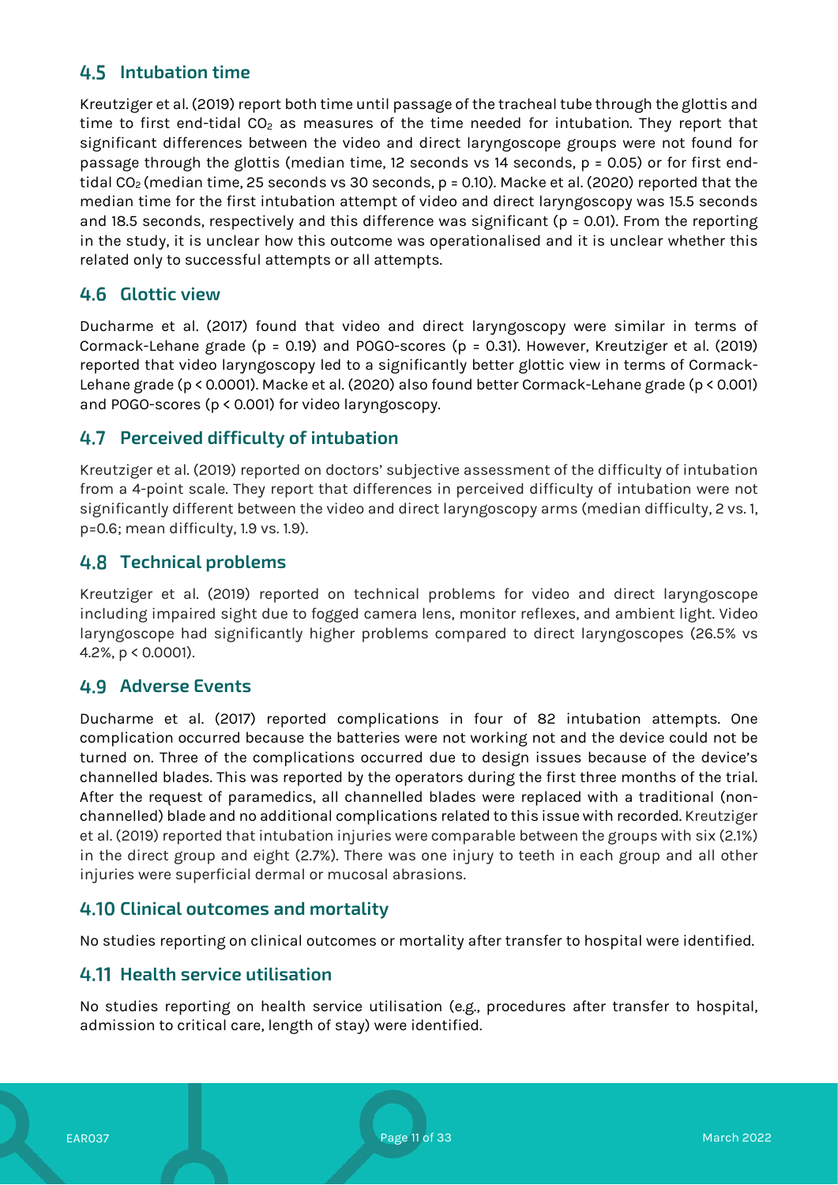## 4.5 Intubation time

Kreutziger et al. (2019) report both time until passage of the tracheal tube through the glottis and time to first end-tidal $CO_2$ as measures of the time needed for intubation. They report that significant differences between the video and direct laryngoscope groups were not found for passage through the glottis (median time, 12 seconds vs 14 seconds, $p = 0.05$) or for first end-tidal $CO_2$ (median time, 25 seconds vs 30 seconds, $p = 0.10$). Macke et al. (2020) reported that the median time for the first intubation attempt of video and direct laryngoscopy was 15.5 seconds and 18.5 seconds, respectively and this difference was significant ($p = 0.01$). From the reporting in the study, it is unclear how this outcome was operationalised and it is unclear whether this related only to successful attempts or all attempts.

## 4.6 Glottic view

Ducharme et al. (2017) found that video and direct laryngoscopy were similar in terms of Cormack-Lehane grade ($p = 0.19$) and POGO-scores ($p = 0.31$). However, Kreutziger et al. (2019) reported that video laryngoscopy led to a significantly better glottic view in terms of Cormack-Lehane grade ($p < 0.0001$). Macke et al. (2020) also found better Cormack-Lehane grade ($p < 0.001$) and POGO-scores ($p < 0.001$) for video laryngoscopy.

## 4.7 Perceived difficulty of intubation

Kreutziger et al. (2019) reported on doctors' subjective assessment of the difficulty of intubation from a 4-point scale. They report that differences in perceived difficulty of intubation were not significantly different between the video and direct laryngoscopy arms (median difficulty, 2 vs. 1, $p=0.6$; mean difficulty, 1.9 vs. 1.9).

## 4.8 Technical problems

Kreutziger et al. (2019) reported on technical problems for video and direct laryngoscope including impaired sight due to fogged camera lens, monitor reflexes, and ambient light. Video laryngoscope had significantly higher problems compared to direct laryngoscopes (26.5% vs 4.2%, $p < 0.0001$).

## 4.9 Adverse Events

Ducharme et al. (2017) reported complications in four of 82 intubation attempts. One complication occurred because the batteries were not working not and the device could not be turned on. Three of the complications occurred due to design issues because of the device's channelled blades. This was reported by the operators during the first three months of the trial. After the request of paramedics, all channelled blades were replaced with a traditional (non-channelled) blade and no additional complications related to this issue with recorded. Kreutziger et al. (2019) reported that intubation injuries were comparable between the groups with six (2.1%) in the direct group and eight (2.7%). There was one injury to teeth in each group and all other injuries were superficial dermal or mucosal abrasions.

## 4.10 Clinical outcomes and mortality

No studies reporting on clinical outcomes or mortality after transfer to hospital were identified.

## 4.11 Health service utilisation

No studies reporting on health service utilisation (e.g., procedures after transfer to hospital, admission to critical care, length of stay) were identified.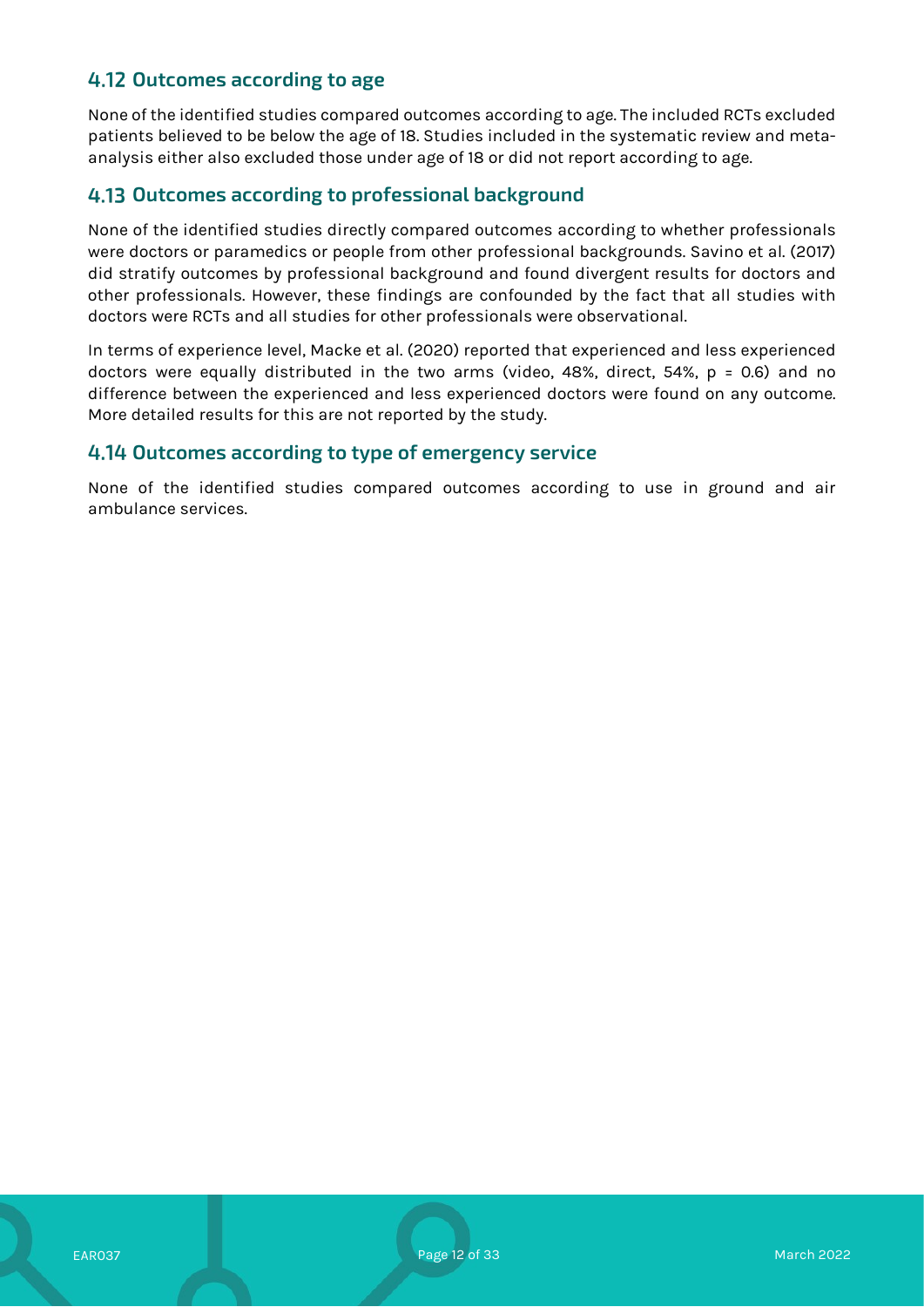## 4.12 Outcomes according to age

None of the identified studies compared outcomes according to age. The included RCTs excluded patients believed to be below the age of 18. Studies included in the systematic review and meta-analysis either also excluded those under age of 18 or did not report according to age.

## 4.13 Outcomes according to professional background

None of the identified studies directly compared outcomes according to whether professionals were doctors or paramedics or people from other professional backgrounds. Savino et al. (2017) did stratify outcomes by professional background and found divergent results for doctors and other professionals. However, these findings are confounded by the fact that all studies with doctors were RCTs and all studies for other professionals were observational.

In terms of experience level, Macke et al. (2020) reported that experienced and less experienced doctors were equally distributed in the two arms (video, 48%, direct, 54%, $p = 0.6$) and no difference between the experienced and less experienced doctors were found on any outcome. More detailed results for this are not reported by the study.

## 4.14 Outcomes according to type of emergency service

None of the identified studies compared outcomes according to use in ground and air ambulance services.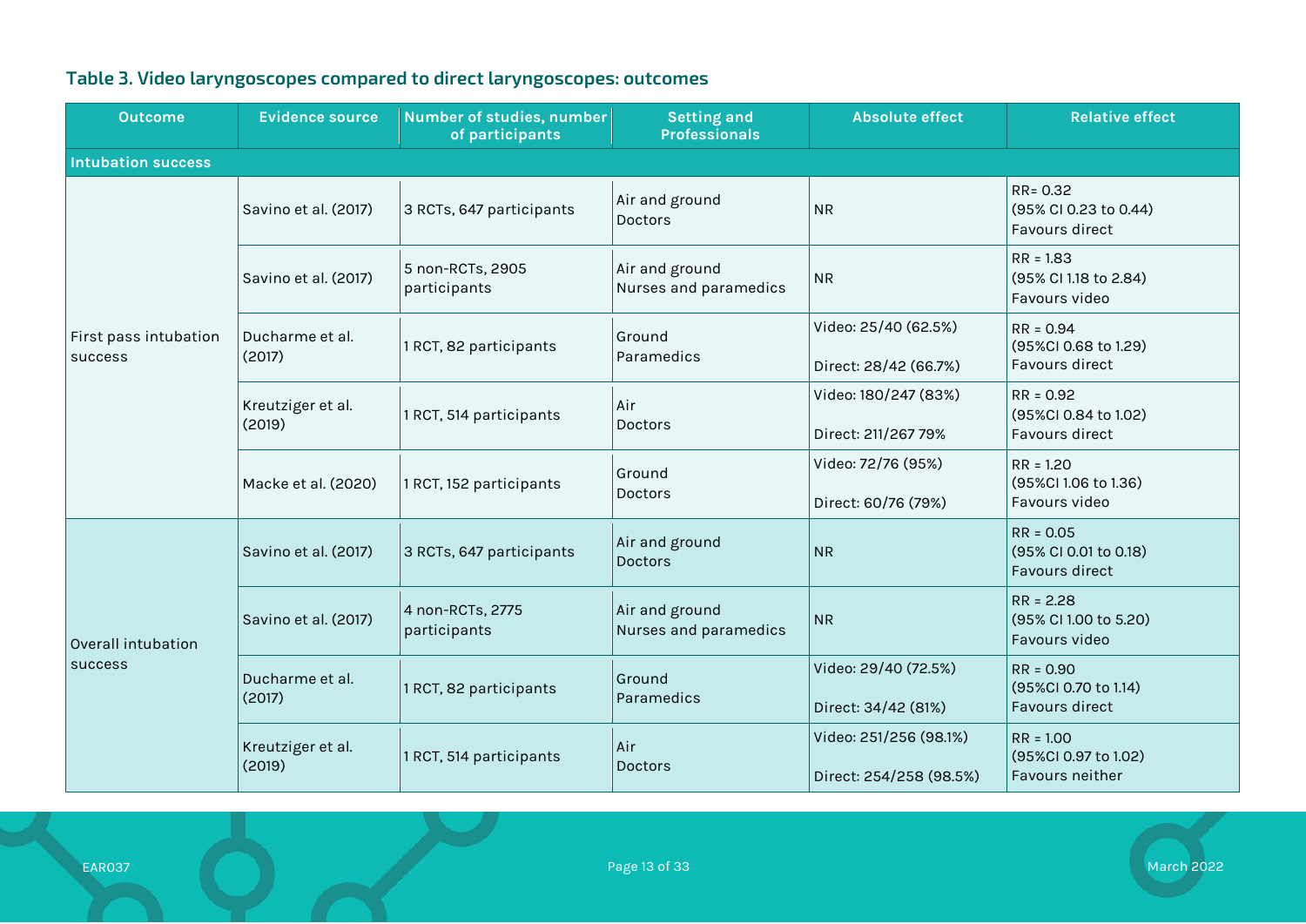**Table 3. Video laryngoscopes compared to direct laryngoscopes: outcomes**

| Outcome | Evidence source | Number of studies, number of participants | Setting and Professionals | Absolute effect | Relative effect |
|---|---|---|---|---|---|
| **Intubation success** | | | | | |
| First pass intubation success | Savino et al. (2017) | 3 RCTs, 647 participants | Air and ground<br>Doctors | NR | RR= 0.32<br>(95% CI 0.23 to 0.44)<br>Favours direct |
| | Savino et al. (2017) | 5 non-RCTs, 2905 participants | Air and ground<br>Nurses and paramedics | NR | RR = 1.83<br>(95% CI 1.18 to 2.84)<br>Favours video |
| | Ducharme et al. (2017) | 1 RCT, 82 participants | Ground<br>Paramedics | Video: 25/40 (62.5%)<br>Direct: 28/42 (66.7%) | RR = 0.94<br>(95%CI 0.68 to 1.29)<br>Favours direct |
| | Kreutziger et al. (2019) | 1 RCT, 514 participants | Air<br>Doctors | Video: 180/247 (83%)<br>Direct: 211/267 79% | RR = 0.92<br>(95%CI 0.84 to 1.02)<br>Favours direct |
| | Macke et al. (2020) | 1 RCT, 152 participants | Ground<br>Doctors | Video: 72/76 (95%)<br>Direct: 60/76 (79%) | RR = 1.20<br>(95%CI 1.06 to 1.36)<br>Favours video |
| Overall intubation success | Savino et al. (2017) | 3 RCTs, 647 participants | Air and ground<br>Doctors | NR | RR = 0.05<br>(95% CI 0.01 to 0.18)<br>Favours direct |
| | Savino et al. (2017) | 4 non-RCTs, 2775 participants | Air and ground<br>Nurses and paramedics | NR | RR = 2.28<br>(95% CI 1.00 to 5.20)<br>Favours video |
| | Ducharme et al. (2017) | 1 RCT, 82 participants | Ground<br>Paramedics | Video: 29/40 (72.5%)<br>Direct: 34/42 (81%) | RR = 0.90<br>(95%CI 0.70 to 1.14)<br>Favours direct |
| | Kreutziger et al. (2019) | 1 RCT, 514 participants | Air<br>Doctors | Video: 251/256 (98.1%)<br>Direct: 254/258 (98.5%) | RR = 1.00<br>(95%CI 0.97 to 1.02)<br>Favours neither |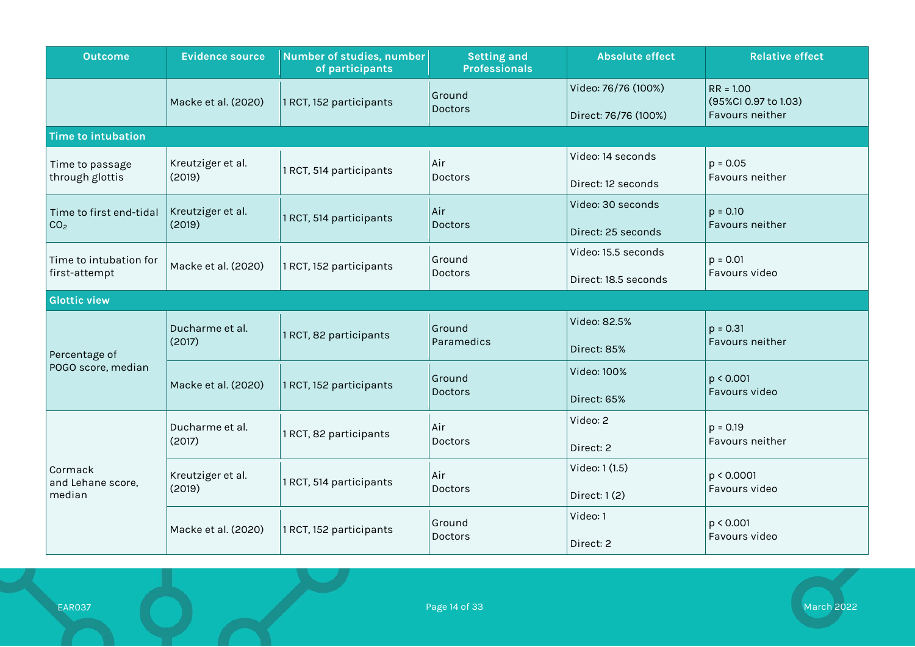| Outcome | Evidence source | Number of studies, number of participants | Setting and Professionals | Absolute effect | Relative effect |
|---|---|---|---|---|---|
| | Macke et al. (2020) | 1 RCT, 152 participants | Ground Doctors | Video: 76/76 (100%) Direct: 76/76 (100%) | RR = 1.00 (95%CI 0.97 to 1.03) Favours neither |
| **Time to intubation** | | | | | |
| Time to passage through glottis | Kreutziger et al. (2019) | 1 RCT, 514 participants | Air Doctors | Video: 14 seconds Direct: 12 seconds | $p = 0.05$ Favours neither |
| Time to first end-tidal $CO_2$ | Kreutziger et al. (2019) | 1 RCT, 514 participants | Air Doctors | Video: 30 seconds Direct: 25 seconds | $p = 0.10$ Favours neither |
| Time to intubation for first-attempt | Macke et al. (2020) | 1 RCT, 152 participants | Ground Doctors | Video: 15.5 seconds Direct: 18.5 seconds | $p = 0.01$ Favours video |
| **Glottic view** | | | | | |
| Percentage of POGO score, median | Ducharme et al. (2017) | 1 RCT, 82 participants | Ground Paramedics | Video: 82.5% Direct: 85% | $p = 0.31$ Favours neither |
| | Macke et al. (2020) | 1 RCT, 152 participants | Ground Doctors | Video: 100% Direct: 65% | $p < 0.001$ Favours video |
| Cormack and Lehane score, median | Ducharme et al. (2017) | 1 RCT, 82 participants | Air Doctors | Video: 2 Direct: 2 | $p = 0.19$ Favours neither |
| | Kreutziger et al. (2019) | 1 RCT, 514 participants | Air Doctors | Video: 1 (1.5) Direct: 1 (2) | $p < 0.0001$ Favours video |
| | Macke et al. (2020) | 1 RCT, 152 participants | Ground Doctors | Video: 1 Direct: 2 | $p < 0.001$ Favours video |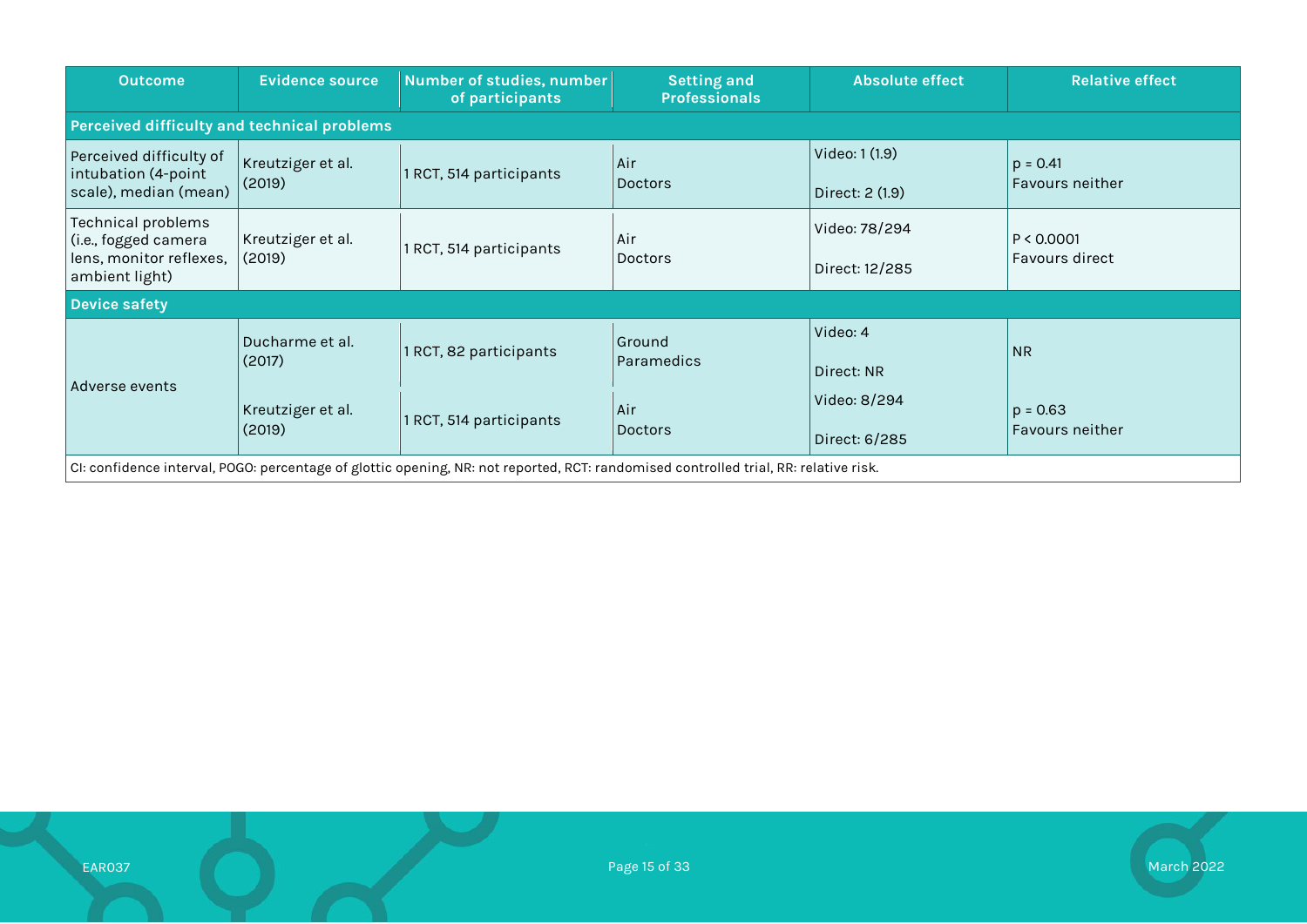| Outcome | Evidence source | Number of studies, number of participants | Setting and Professionals | Absolute effect | Relative effect |
|---|---|---|---|---|---|
| **Perceived difficulty and technical problems** | | | | | |
| Perceived difficulty of intubation (4-point scale), median (mean) | Kreutziger et al. (2019) | 1 RCT, 514 participants | Air<br>Doctors | Video: 1 (1.9)<br><br>Direct: 2 (1.9) | p = 0.41<br>Favours neither |
| Technical problems (i.e., fogged camera lens, monitor reflexes, ambient light) | Kreutziger et al. (2019) | 1 RCT, 514 participants | Air<br>Doctors | Video: 78/294<br><br>Direct: 12/285 | P < 0.0001<br>Favours direct |
| **Device safety** | | | | | |
| Adverse events | Ducharme et al. (2017) | 1 RCT, 82 participants | Ground<br>Paramedics | Video: 4<br><br>Direct: NR | NR |
| | Kreutziger et al. (2019) | 1 RCT, 514 participants | Air<br>Doctors | Video: 8/294<br><br>Direct: 6/285 | p = 0.63<br>Favours neither |

CI: confidence interval, POGO: percentage of glottic opening, NR: not reported, RCT: randomised controlled trial, RR: relative risk.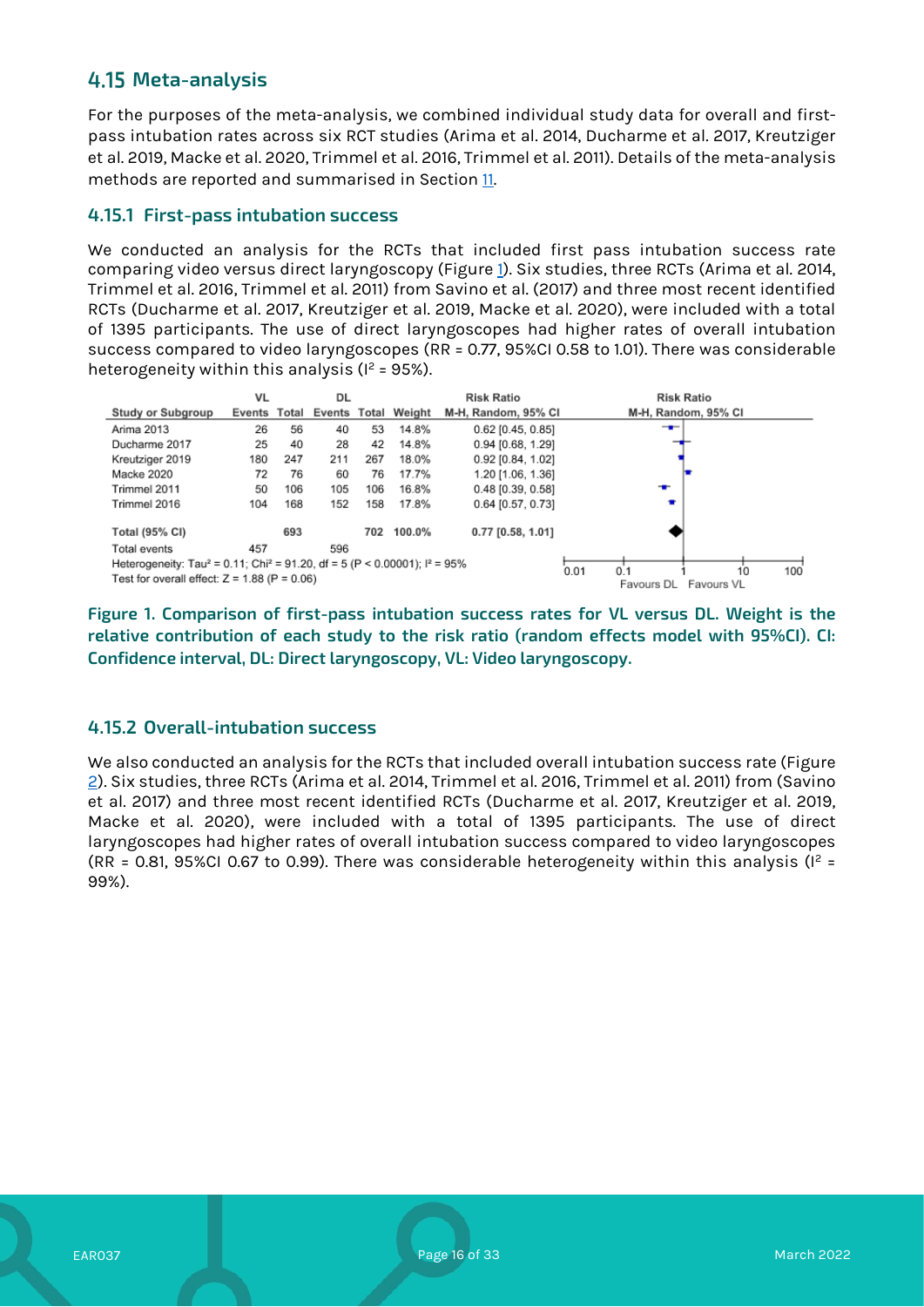## 4.15 Meta-analysis

For the purposes of the meta-analysis, we combined individual study data for overall and first-pass intubation rates across six RCT studies (Arima et al. 2014, Ducharme et al. 2017, Kreutziger et al. 2019, Macke et al. 2020, Trimmel et al. 2016, Trimmel et al. 2011). Details of the meta-analysis methods are reported and summarised in Section 11.

### 4.15.1 First-pass intubation success

We conducted an analysis for the RCTs that included first pass intubation success rate comparing video versus direct laryngoscopy (Figure 1). Six studies, three RCTs (Arima et al. 2014, Trimmel et al. 2016, Trimmel et al. 2011) from Savino et al. (2017) and three most recent identified RCTs (Ducharme et al. 2017, Kreutziger et al. 2019, Macke et al. 2020), were included with a total of 1395 participants. The use of direct laryngoscopes had higher rates of overall intubation success compared to video laryngoscopes (RR = 0.77, 95%CI 0.58 to 1.01). There was considerable heterogeneity within this analysis ($I^2$ = 95%).

| Study or Subgroup | VL Events | VL Total | DL Events | DL Total | Weight | Risk Ratio M-H, Random, 95% CI |
|---|---|---|---|---|---|---|
| Arima 2013 | 26 | 56 | 40 | 53 | 14.8% | 0.62 [0.45, 0.85] |
| Ducharme 2017 | 25 | 40 | 28 | 42 | 14.8% | 0.94 [0.68, 1.29] |
| Kreutziger 2019 | 180 | 247 | 211 | 267 | 18.0% | 0.92 [0.84, 1.02] |
| Macke 2020 | 72 | 76 | 60 | 76 | 17.7% | 1.20 [1.06, 1.36] |
| Trimmel 2011 | 50 | 106 | 105 | 106 | 16.8% | 0.48 [0.39, 0.58] |
| Trimmel 2016 | 104 | 168 | 152 | 158 | 17.8% | 0.64 [0.57, 0.73] |
| **Total (95% CI)** | | **693** | | **702** | **100.0%** | **0.77 [0.58, 1.01]** |
| Total events | 457 | | 596 | | | |

Heterogeneity: $Tau^2$ = 0.11; $Chi^2$ = 91.20, df = 5 (P < 0.00001); $I^2$ = 95%
Test for overall effect: Z = 1.88 (P = 0.06)

Favours DL / Favours VL

**Figure 1. Comparison of first-pass intubation success rates for VL versus DL. Weight is the relative contribution of each study to the risk ratio (random effects model with 95%CI). CI: Confidence interval, DL: Direct laryngoscopy, VL: Video laryngoscopy.**

### 4.15.2 Overall-intubation success

We also conducted an analysis for the RCTs that included overall intubation success rate (Figure 2). Six studies, three RCTs (Arima et al. 2014, Trimmel et al. 2016, Trimmel et al. 2011) from (Savino et al. 2017) and three most recent identified RCTs (Ducharme et al. 2017, Kreutziger et al. 2019, Macke et al. 2020), were included with a total of 1395 participants. The use of direct laryngoscopes had higher rates of overall intubation success compared to video laryngoscopes (RR = 0.81, 95%CI 0.67 to 0.99). There was considerable heterogeneity within this analysis ($I^2$ = 99%).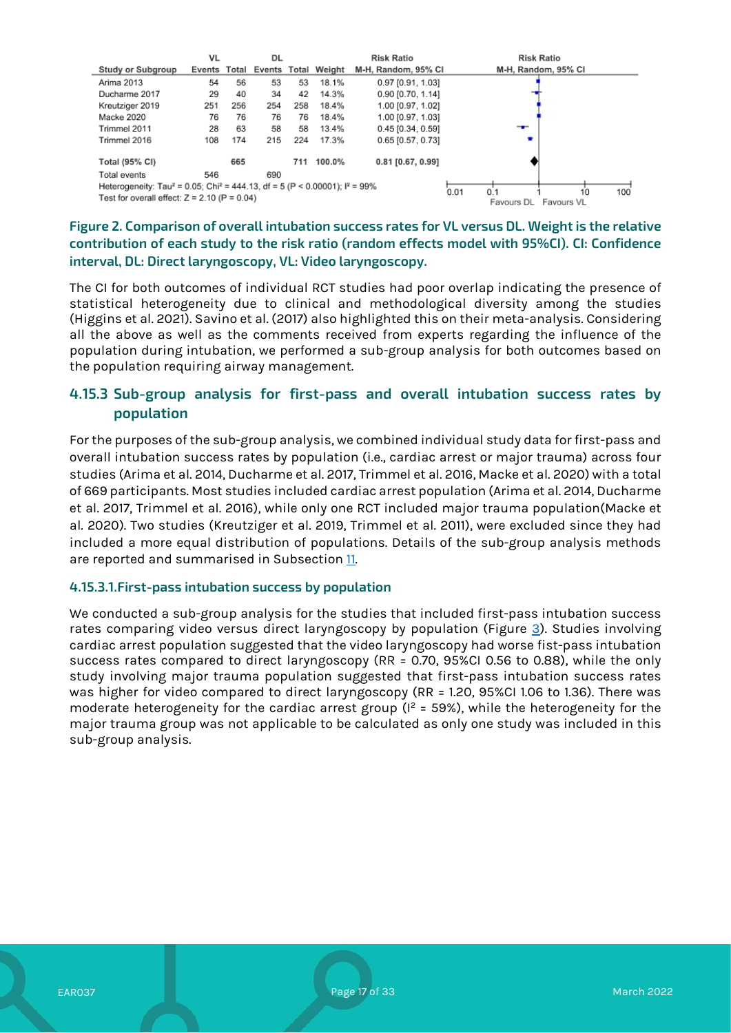| Study or Subgroup | VL Events | VL Total | DL Events | DL Total | Weight | Risk Ratio M-H, Random, 95% CI |
|---|---|---|---|---|---|---|
| Arima 2013 | 54 | 56 | 53 | 53 | 18.1% | 0.97 [0.91, 1.03] |
| Ducharme 2017 | 29 | 40 | 34 | 42 | 14.3% | 0.90 [0.70, 1.14] |
| Kreutziger 2019 | 251 | 256 | 254 | 258 | 18.4% | 1.00 [0.97, 1.02] |
| Macke 2020 | 76 | 76 | 76 | 76 | 18.4% | 1.00 [0.97, 1.03] |
| Trimmel 2011 | 28 | 63 | 58 | 58 | 13.4% | 0.45 [0.34, 0.59] |
| Trimmel 2016 | 108 | 174 | 215 | 224 | 17.3% | 0.65 [0.57, 0.73] |
| **Total (95% CI)** | | **665** | | **711** | **100.0%** | **0.81 [0.67, 0.99]** |
| Total events | 546 | | 690 | | | |

Heterogeneity: $Tau^2 = 0.05$; $Chi^2 = 444.13$, $df = 5$ ($P < 0.00001$); $I^2 = 99\%$
Test for overall effect: $Z = 2.10$ ($P = 0.04$)

Favours DL / Favours VL

**Figure 2. Comparison of overall intubation success rates for VL versus DL. Weight is the relative contribution of each study to the risk ratio (random effects model with 95%CI). CI: Confidence interval, DL: Direct laryngoscopy, VL: Video laryngoscopy.**

The CI for both outcomes of individual RCT studies had poor overlap indicating the presence of statistical heterogeneity due to clinical and methodological diversity among the studies (Higgins et al. 2021). Savino et al. (2017) also highlighted this on their meta-analysis. Considering all the above as well as the comments received from experts regarding the influence of the population during intubation, we performed a sub-group analysis for both outcomes based on the population requiring airway management.

## 4.15.3 Sub-group analysis for first-pass and overall intubation success rates by population

For the purposes of the sub-group analysis, we combined individual study data for first-pass and overall intubation success rates by population (i.e., cardiac arrest or major trauma) across four studies (Arima et al. 2014, Ducharme et al. 2017, Trimmel et al. 2016, Macke et al. 2020) with a total of 669 participants. Most studies included cardiac arrest population (Arima et al. 2014, Ducharme et al. 2017, Trimmel et al. 2016), while only one RCT included major trauma population(Macke et al. 2020). Two studies (Kreutziger et al. 2019, Trimmel et al. 2011), were excluded since they had included a more equal distribution of populations. Details of the sub-group analysis methods are reported and summarised in Subsection 11.

### 4.15.3.1.First-pass intubation success by population

We conducted a sub-group analysis for the studies that included first-pass intubation success rates comparing video versus direct laryngoscopy by population (Figure 3). Studies involving cardiac arrest population suggested that the video laryngoscopy had worse fist-pass intubation success rates compared to direct laryngoscopy (RR = 0.70, 95%CI 0.56 to 0.88), while the only study involving major trauma population suggested that first-pass intubation success rates was higher for video compared to direct laryngoscopy (RR = 1.20, 95%CI 1.06 to 1.36). There was moderate heterogeneity for the cardiac arrest group ($I^2$ = 59%), while the heterogeneity for the major trauma group was not applicable to be calculated as only one study was included in this sub-group analysis.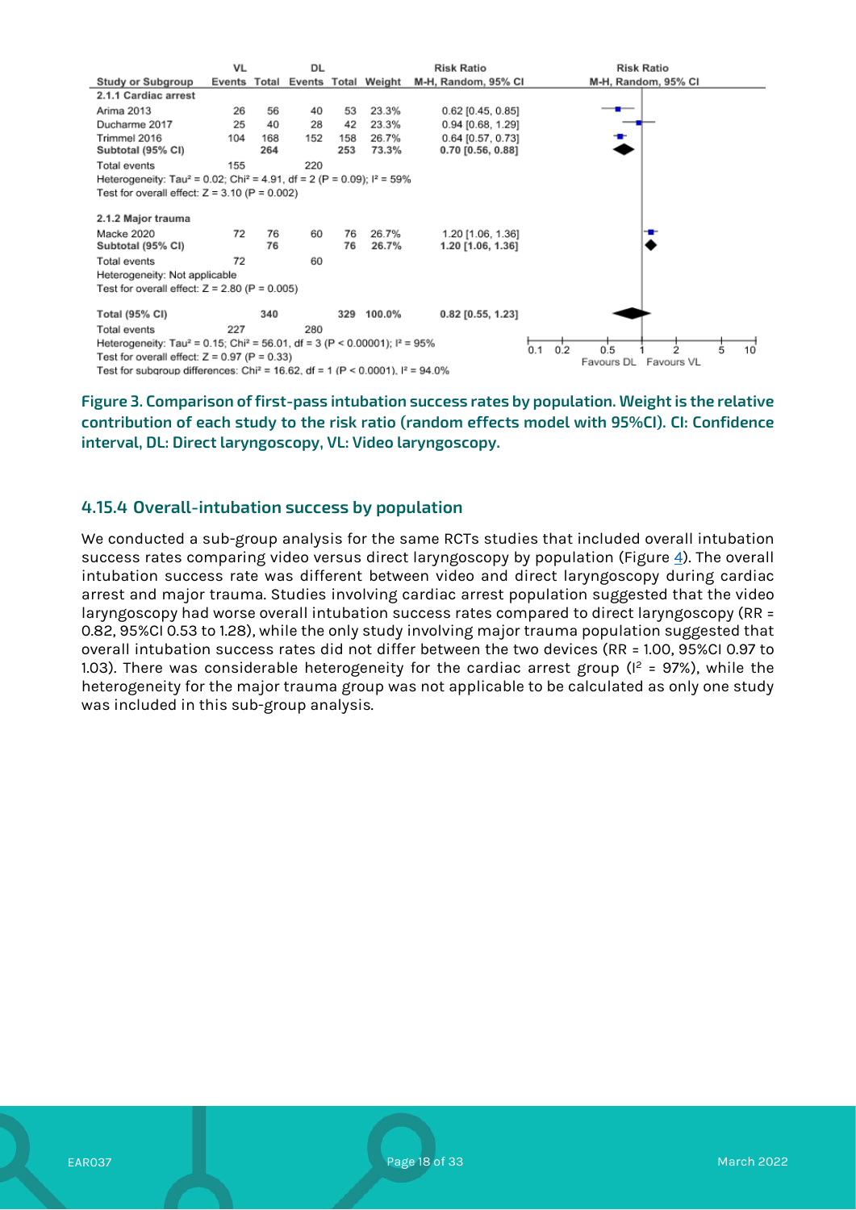| Study or Subgroup | VL Events | VL Total | DL Events | DL Total | Weight | Risk Ratio M-H, Random, 95% CI |
|---|---|---|---|---|---|---|
| **2.1.1 Cardiac arrest** | | | | | | |
| Arima 2013 | 26 | 56 | 40 | 53 | 23.3% | 0.62 [0.45, 0.85] |
| Ducharme 2017 | 25 | 40 | 28 | 42 | 23.3% | 0.94 [0.68, 1.29] |
| Trimmel 2016 | 104 | 168 | 152 | 158 | 26.7% | 0.64 [0.57, 0.73] |
| **Subtotal (95% CI)** | | **264** | | **253** | **73.3%** | **0.70 [0.56, 0.88]** |
| Total events | 155 | | 220 | | | |
| Heterogeneity: $Tau^2 = 0.02$; $Chi^2 = 4.91$, df = 2 (P = 0.09); $I^2 = 59\%$ | | | | | | |
| Test for overall effect: Z = 3.10 (P = 0.002) | | | | | | |
| **2.1.2 Major trauma** | | | | | | |
| Macke 2020 | 72 | 76 | 60 | 76 | 26.7% | 1.20 [1.06, 1.36] |
| **Subtotal (95% CI)** | | **76** | | **76** | **26.7%** | **1.20 [1.06, 1.36]** |
| Total events | 72 | | 60 | | | |
| Heterogeneity: Not applicable | | | | | | |
| Test for overall effect: Z = 2.80 (P = 0.005) | | | | | | |
| **Total (95% CI)** | | **340** | | **329** | **100.0%** | **0.82 [0.55, 1.23]** |
| Total events | 227 | | 280 | | | |
| Heterogeneity: $Tau^2 = 0.15$; $Chi^2 = 56.01$, df = 3 (P < 0.00001); $I^2 = 95\%$ | | | | | | |
| Test for overall effect: Z = 0.97 (P = 0.33) | | | | | | |
| Test for subgroup differences: $Chi^2 = 16.62$, df = 1 (P < 0.0001), $I^2 = 94.0\%$ | | | | | | |

Risk Ratio M-H, Random, 95% CI: 0.1 0.2 0.5 1 2 5 10 — Favours DL / Favours VL

**Figure 3. Comparison of first-pass intubation success rates by population. Weight is the relative contribution of each study to the risk ratio (random effects model with 95%CI). CI: Confidence interval, DL: Direct laryngoscopy, VL: Video laryngoscopy.**

### 4.15.4 Overall-intubation success by population

We conducted a sub-group analysis for the same RCTs studies that included overall intubation success rates comparing video versus direct laryngoscopy by population (Figure 4). The overall intubation success rate was different between video and direct laryngoscopy during cardiac arrest and major trauma. Studies involving cardiac arrest population suggested that the video laryngoscopy had worse overall intubation success rates compared to direct laryngoscopy (RR = 0.82, 95%CI 0.53 to 1.28), while the only study involving major trauma population suggested that overall intubation success rates did not differ between the two devices (RR = 1.00, 95%CI 0.97 to 1.03). There was considerable heterogeneity for the cardiac arrest group ($I^2$ = 97%), while the heterogeneity for the major trauma group was not applicable to be calculated as only one study was included in this sub-group analysis.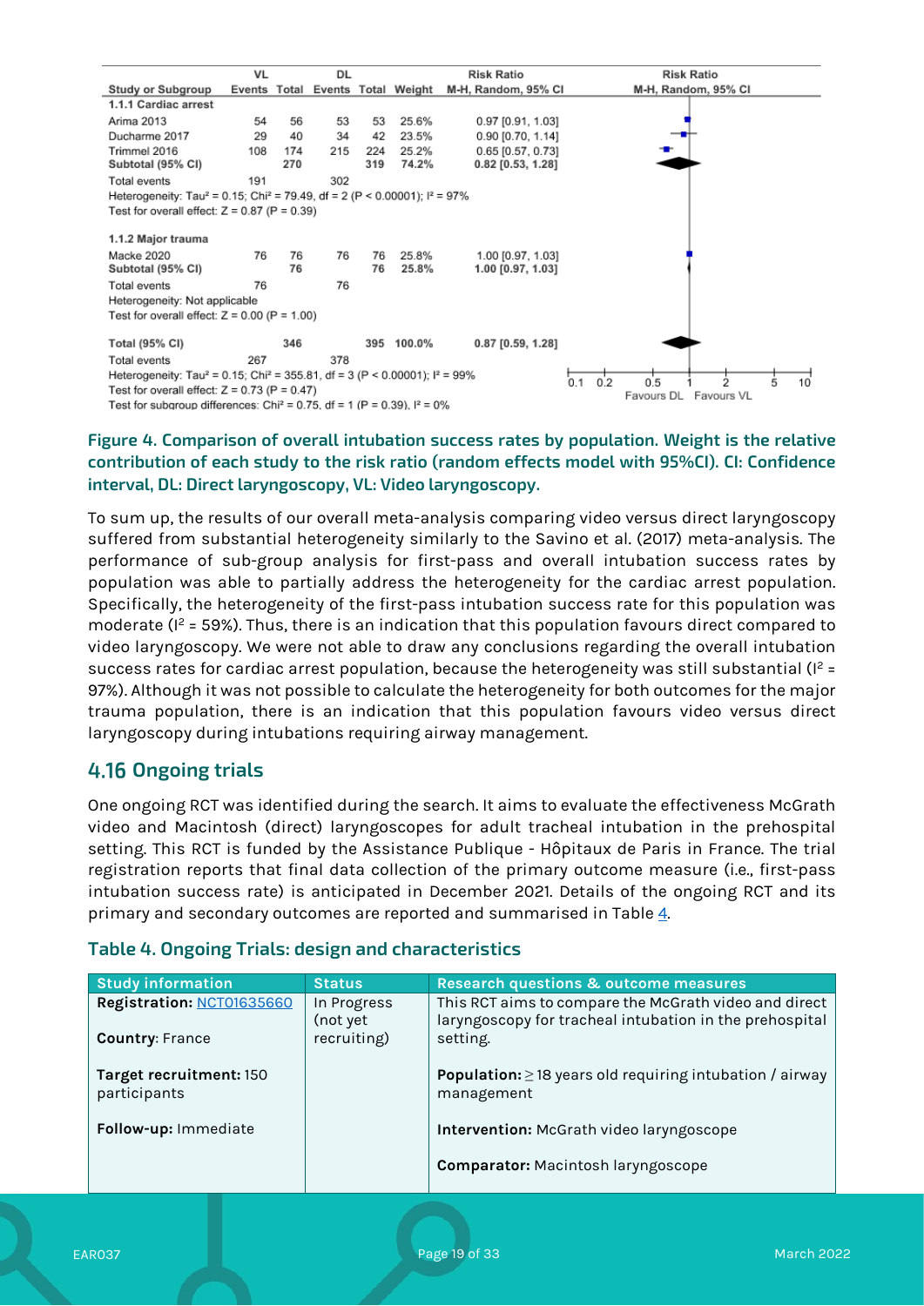| Study or Subgroup | VL Events | VL Total | DL Events | DL Total | Weight | Risk Ratio M-H, Random, 95% CI |
|---|---|---|---|---|---|---|
| **1.1.1 Cardiac arrest** | | | | | | |
| Arima 2013 | 54 | 56 | 53 | 53 | 25.6% | 0.97 [0.91, 1.03] |
| Ducharme 2017 | 29 | 40 | 34 | 42 | 23.5% | 0.90 [0.70, 1.14] |
| Trimmel 2016 | 108 | 174 | 215 | 224 | 25.2% | 0.65 [0.57, 0.73] |
| **Subtotal (95% CI)** | | **270** | | **319** | **74.2%** | **0.82 [0.53, 1.28]** |
| Total events | 191 | | 302 | | | |
| Heterogeneity: Tau² = 0.15; Chi² = 79.49, df = 2 (P < 0.00001); I² = 97% | | | | | | |
| Test for overall effect: Z = 0.87 (P = 0.39) | | | | | | |
| **1.1.2 Major trauma** | | | | | | |
| Macke 2020 | 76 | 76 | 76 | 76 | 25.8% | 1.00 [0.97, 1.03] |
| **Subtotal (95% CI)** | | **76** | | **76** | **25.8%** | **1.00 [0.97, 1.03]** |
| Total events | 76 | | 76 | | | |
| Heterogeneity: Not applicable | | | | | | |
| Test for overall effect: Z = 0.00 (P = 1.00) | | | | | | |
| **Total (95% CI)** | | **346** | | **395** | **100.0%** | **0.87 [0.59, 1.28]** |
| Total events | 267 | | 378 | | | |
| Heterogeneity: Tau² = 0.15; Chi² = 355.81, df = 3 (P < 0.00001); I² = 99% | | | | | | |
| Test for overall effect: Z = 0.73 (P = 0.47) | | | | | | |
| Test for subgroup differences: Chi² = 0.75, df = 1 (P = 0.39), I² = 0% | | | | | | |

Favours DL | Favours VL

**Figure 4. Comparison of overall intubation success rates by population. Weight is the relative contribution of each study to the risk ratio (random effects model with 95%CI). CI: Confidence interval, DL: Direct laryngoscopy, VL: Video laryngoscopy.**

To sum up, the results of our overall meta-analysis comparing video versus direct laryngoscopy suffered from substantial heterogeneity similarly to the Savino et al. (2017) meta-analysis. The performance of sub-group analysis for first-pass and overall intubation success rates by population was able to partially address the heterogeneity for the cardiac arrest population. Specifically, the heterogeneity of the first-pass intubation success rate for this population was moderate ($I^2$ = 59%). Thus, there is an indication that this population favours direct compared to video laryngoscopy. We were not able to draw any conclusions regarding the overall intubation success rates for cardiac arrest population, because the heterogeneity was still substantial ($I^2$ = 97%). Although it was not possible to calculate the heterogeneity for both outcomes for the major trauma population, there is an indication that this population favours video versus direct laryngoscopy during intubations requiring airway management.

## 4.16 Ongoing trials

One ongoing RCT was identified during the search. It aims to evaluate the effectiveness McGrath video and Macintosh (direct) laryngoscopes for adult tracheal intubation in the prehospital setting. This RCT is funded by the Assistance Publique - Hôpitaux de Paris in France. The trial registration reports that final data collection of the primary outcome measure (i.e., first-pass intubation success rate) is anticipated in December 2021. Details of the ongoing RCT and its primary and secondary outcomes are reported and summarised in Table 4.

### Table 4. Ongoing Trials: design and characteristics

| Study information | Status | Research questions & outcome measures |
|---|---|---|
| **Registration:** NCT01635660<br><br>**Country**: France<br><br>**Target recruitment:** 150 participants<br><br>**Follow-up:** Immediate | In Progress (not yet recruiting) | This RCT aims to compare the McGrath video and direct laryngoscopy for tracheal intubation in the prehospital setting.<br><br>**Population:** ≥ 18 years old requiring intubation / airway management<br><br>**Intervention:** McGrath video laryngoscope<br><br>**Comparator:** Macintosh laryngoscope |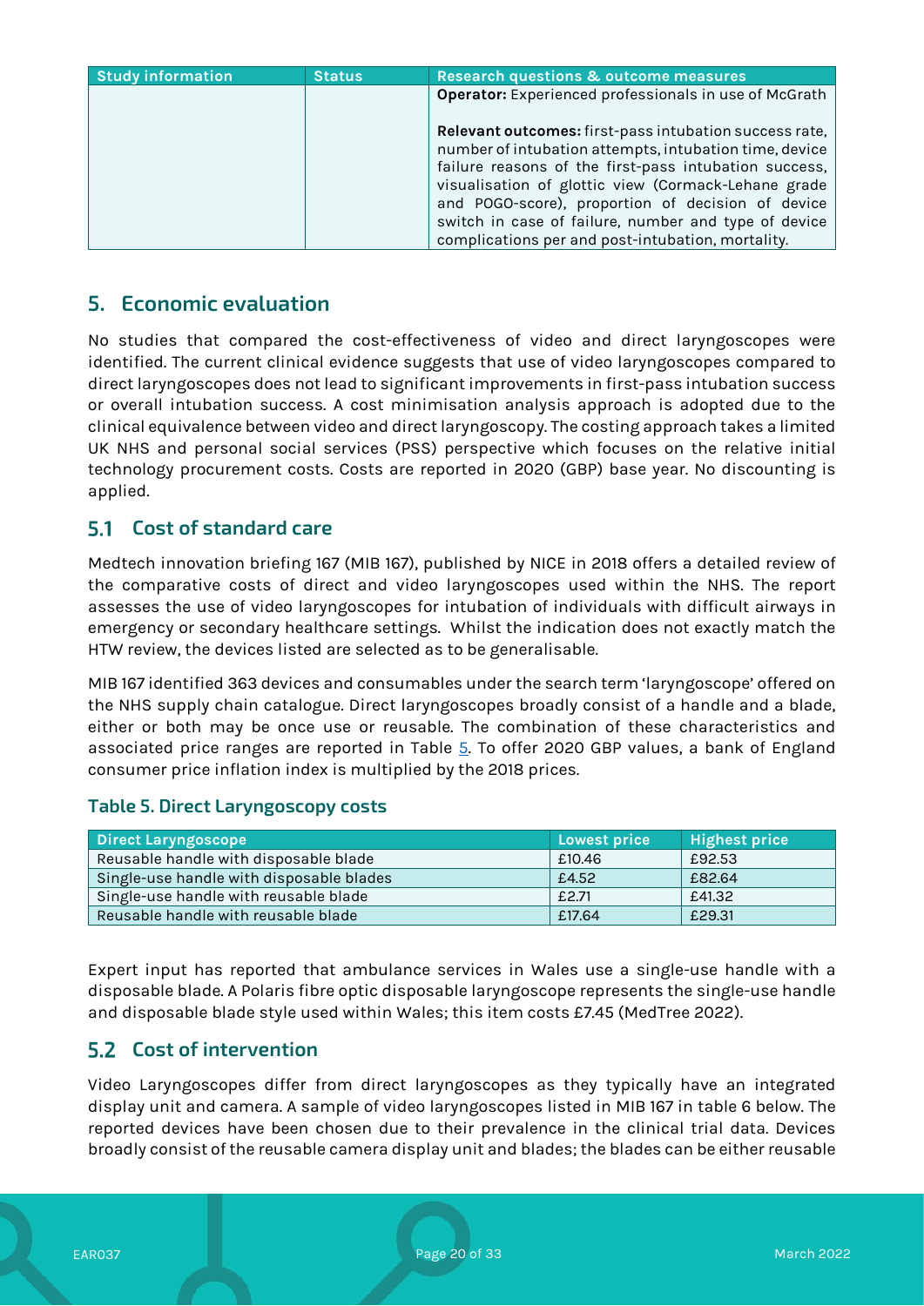| Study information | Status | Research questions & outcome measures |
|---|---|---|
| | | **Operator:** Experienced professionals in use of McGrath<br><br>**Relevant outcomes:** first-pass intubation success rate, number of intubation attempts, intubation time, device failure reasons of the first-pass intubation success, visualisation of glottic view (Cormack-Lehane grade and POGO-score), proportion of decision of device switch in case of failure, number and type of device complications per and post-intubation, mortality. |

## 5. Economic evaluation

No studies that compared the cost-effectiveness of video and direct laryngoscopes were identified. The current clinical evidence suggests that use of video laryngoscopes compared to direct laryngoscopes does not lead to significant improvements in first-pass intubation success or overall intubation success. A cost minimisation analysis approach is adopted due to the clinical equivalence between video and direct laryngoscopy. The costing approach takes a limited UK NHS and personal social services (PSS) perspective which focuses on the relative initial technology procurement costs. Costs are reported in 2020 (GBP) base year. No discounting is applied.

### 5.1 Cost of standard care

Medtech innovation briefing 167 (MIB 167), published by NICE in 2018 offers a detailed review of the comparative costs of direct and video laryngoscopes used within the NHS. The report assesses the use of video laryngoscopes for intubation of individuals with difficult airways in emergency or secondary healthcare settings. Whilst the indication does not exactly match the HTW review, the devices listed are selected as to be generalisable.

MIB 167 identified 363 devices and consumables under the search term 'laryngoscope' offered on the NHS supply chain catalogue. Direct laryngoscopes broadly consist of a handle and a blade, either or both may be once use or reusable. The combination of these characteristics and associated price ranges are reported in Table 5. To offer 2020 GBP values, a bank of England consumer price inflation index is multiplied by the 2018 prices.

**Table 5. Direct Laryngoscopy costs**

| Direct Laryngoscope | Lowest price | Highest price |
|---|---|---|
| Reusable handle with disposable blade | £10.46 | £92.53 |
| Single-use handle with disposable blades | £4.52 | £82.64 |
| Single-use handle with reusable blade | £2.71 | £41.32 |
| Reusable handle with reusable blade | £17.64 | £29.31 |

Expert input has reported that ambulance services in Wales use a single-use handle with a disposable blade. A Polaris fibre optic disposable laryngoscope represents the single-use handle and disposable blade style used within Wales; this item costs £7.45 (MedTree 2022).

### 5.2 Cost of intervention

Video Laryngoscopes differ from direct laryngoscopes as they typically have an integrated display unit and camera. A sample of video laryngoscopes listed in MIB 167 in table 6 below. The reported devices have been chosen due to their prevalence in the clinical trial data. Devices broadly consist of the reusable camera display unit and blades; the blades can be either reusable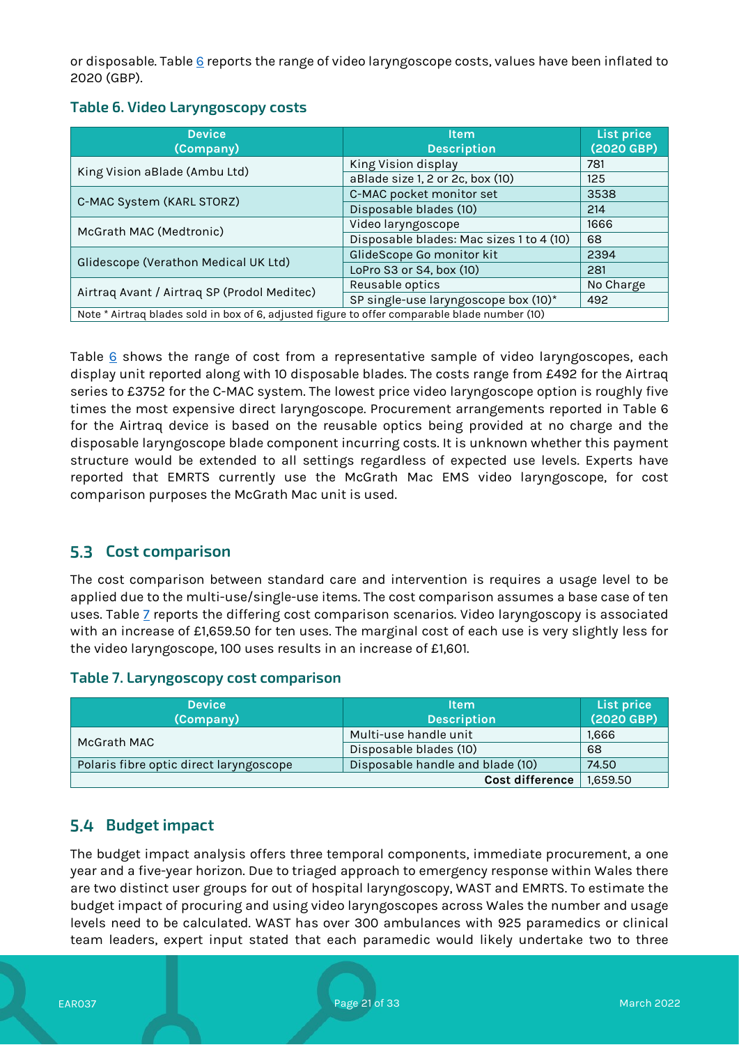or disposable. Table 6 reports the range of video laryngoscope costs, values have been inflated to 2020 (GBP).

### Table 6. Video Laryngoscopy costs

| Device (Company) | Item Description | List price (2020 GBP) |
|---|---|---|
| King Vision aBlade (Ambu Ltd) | King Vision display | 781 |
| | aBlade size 1, 2 or 2c, box (10) | 125 |
| C-MAC System (KARL STORZ) | C-MAC pocket monitor set | 3538 |
| | Disposable blades (10) | 214 |
| McGrath MAC (Medtronic) | Video laryngoscope | 1666 |
| | Disposable blades: Mac sizes 1 to 4 (10) | 68 |
| Glidescope (Verathon Medical UK Ltd) | GlideScope Go monitor kit | 2394 |
| | LoPro S3 or S4, box (10) | 281 |
| Airtraq Avant / Airtraq SP (Prodol Meditec) | Reusable optics | No Charge |
| | SP single-use laryngoscope box (10)* | 492 |
| Note * Airtraq blades sold in box of 6, adjusted figure to offer comparable blade number (10) | | |

Table 6 shows the range of cost from a representative sample of video laryngoscopes, each display unit reported along with 10 disposable blades. The costs range from £492 for the Airtraq series to £3752 for the C-MAC system. The lowest price video laryngoscope option is roughly five times the most expensive direct laryngoscope. Procurement arrangements reported in Table 6 for the Airtraq device is based on the reusable optics being provided at no charge and the disposable laryngoscope blade component incurring costs. It is unknown whether this payment structure would be extended to all settings regardless of expected use levels. Experts have reported that EMRTS currently use the McGrath Mac EMS video laryngoscope, for cost comparison purposes the McGrath Mac unit is used.

## 5.3 Cost comparison

The cost comparison between standard care and intervention is requires a usage level to be applied due to the multi-use/single-use items. The cost comparison assumes a base case of ten uses. Table 7 reports the differing cost comparison scenarios. Video laryngoscopy is associated with an increase of £1,659.50 for ten uses. The marginal cost of each use is very slightly less for the video laryngoscope, 100 uses results in an increase of £1,601.

### Table 7. Laryngoscopy cost comparison

| Device (Company) | Item Description | List price (2020 GBP) |
|---|---|---|
| McGrath MAC | Multi-use handle unit | 1,666 |
| | Disposable blades (10) | 68 |
| Polaris fibre optic direct laryngoscope | Disposable handle and blade (10) | 74.50 |
| | **Cost difference** | 1,659.50 |

## 5.4 Budget impact

The budget impact analysis offers three temporal components, immediate procurement, a one year and a five-year horizon. Due to triaged approach to emergency response within Wales there are two distinct user groups for out of hospital laryngoscopy, WAST and EMRTS. To estimate the budget impact of procuring and using video laryngoscopes across Wales the number and usage levels need to be calculated. WAST has over 300 ambulances with 925 paramedics or clinical team leaders, expert input stated that each paramedic would likely undertake two to three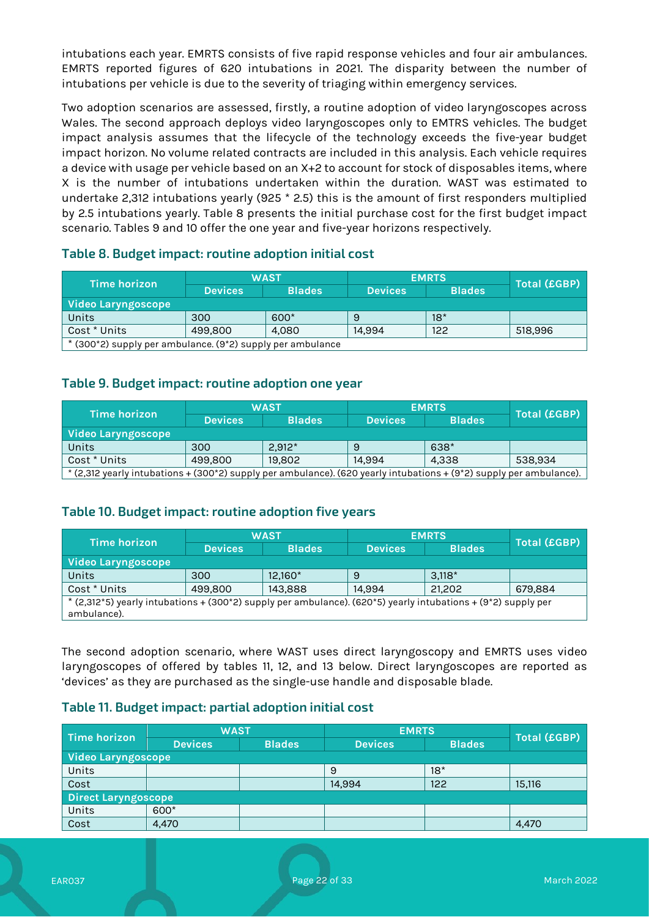intubations each year. EMRTS consists of five rapid response vehicles and four air ambulances. EMRTS reported figures of 620 intubations in 2021. The disparity between the number of intubations per vehicle is due to the severity of triaging within emergency services.

Two adoption scenarios are assessed, firstly, a routine adoption of video laryngoscopes across Wales. The second approach deploys video laryngoscopes only to EMTRS vehicles. The budget impact analysis assumes that the lifecycle of the technology exceeds the five-year budget impact horizon. No volume related contracts are included in this analysis. Each vehicle requires a device with usage per vehicle based on an X+2 to account for stock of disposables items, where X is the number of intubations undertaken within the duration. WAST was estimated to undertake 2,312 intubations yearly (925 * 2.5) this is the amount of first responders multiplied by 2.5 intubations yearly. Table 8 presents the initial purchase cost for the first budget impact scenario. Tables 9 and 10 offer the one year and five-year horizons respectively.

### Table 8. Budget impact: routine adoption initial cost

| Time horizon | WAST | | EMRTS | | Total (£GBP) |
|---|---|---|---|---|---|
| | Devices | Blades | Devices | Blades | |
| **Video Laryngoscope** | | | | | |
| Units | 300 | 600* | 9 | 18* | |
| Cost * Units | 499,800 | 4,080 | 14,994 | 122 | 518,996 |

* (300*2) supply per ambulance. (9*2) supply per ambulance

### Table 9. Budget impact: routine adoption one year

| Time horizon | WAST | | EMRTS | | Total (£GBP) |
|---|---|---|---|---|---|
| | Devices | Blades | Devices | Blades | |
| **Video Laryngoscope** | | | | | |
| Units | 300 | 2,912* | 9 | 638* | |
| Cost * Units | 499,800 | 19,802 | 14,994 | 4,338 | 538,934 |

* (2,312 yearly intubations + (300*2) supply per ambulance). (620 yearly intubations + (9*2) supply per ambulance).

### Table 10. Budget impact: routine adoption five years

| Time horizon | WAST | | EMRTS | | Total (£GBP) |
|---|---|---|---|---|---|
| | Devices | Blades | Devices | Blades | |
| **Video Laryngoscope** | | | | | |
| Units | 300 | 12,160* | 9 | 3,118* | |
| Cost * Units | 499,800 | 143,888 | 14,994 | 21,202 | 679,884 |

* (2,312*5) yearly intubations + (300*2) supply per ambulance). (620*5) yearly intubations + (9*2) supply per ambulance).

The second adoption scenario, where WAST uses direct laryngoscopy and EMRTS uses video laryngoscopes of offered by tables 11, 12, and 13 below. Direct laryngoscopes are reported as 'devices' as they are purchased as the single-use handle and disposable blade.

### Table 11. Budget impact: partial adoption initial cost

| Time horizon | WAST | | EMRTS | | Total (£GBP) |
|---|---|---|---|---|---|
| | Devices | Blades | Devices | Blades | |
| **Video Laryngoscope** | | | | | |
| Units | | | 9 | 18* | |
| Cost | | | 14,994 | 122 | 15,116 |
| **Direct Laryngoscope** | | | | | |
| Units | 600* | | | | |
| Cost | 4,470 | | | | 4,470 |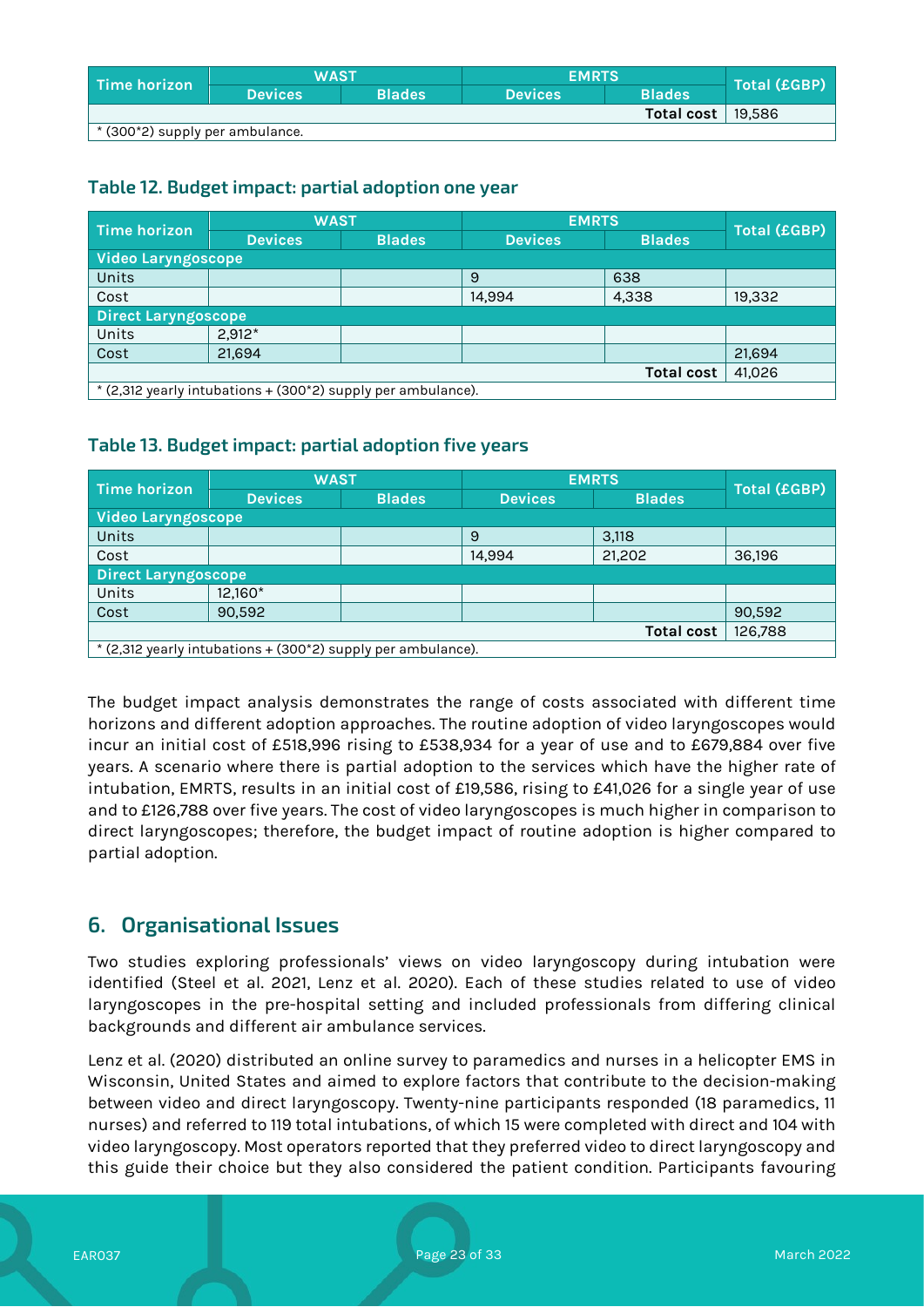| Time horizon | WAST | | EMRTS | | Total (£GBP) |
|---|---|---|---|---|---|
| | Devices | Blades | Devices | Blades | |
| | | | | Total cost | 19,586 |
| * (300*2) supply per ambulance. | | | | | |

### Table 12. Budget impact: partial adoption one year

| Time horizon | WAST | | EMRTS | | Total (£GBP) |
|---|---|---|---|---|---|
| | Devices | Blades | Devices | Blades | |
| **Video Laryngoscope** | | | | | |
| Units | | | 9 | 638 | |
| Cost | | | 14,994 | 4,338 | 19,332 |
| **Direct Laryngoscope** | | | | | |
| Units | 2,912* | | | | |
| Cost | 21,694 | | | | 21,694 |
| | | | | Total cost | 41,026 |
| * (2,312 yearly intubations + (300*2) supply per ambulance). | | | | | |

### Table 13. Budget impact: partial adoption five years

| Time horizon | WAST | | EMRTS | | Total (£GBP) |
|---|---|---|---|---|---|
| | Devices | Blades | Devices | Blades | |
| **Video Laryngoscope** | | | | | |
| Units | | | 9 | 3,118 | |
| Cost | | | 14,994 | 21,202 | 36,196 |
| **Direct Laryngoscope** | | | | | |
| Units | 12,160* | | | | |
| Cost | 90,592 | | | | 90,592 |
| | | | | Total cost | 126,788 |
| * (2,312 yearly intubations + (300*2) supply per ambulance). | | | | | |

The budget impact analysis demonstrates the range of costs associated with different time horizons and different adoption approaches. The routine adoption of video laryngoscopes would incur an initial cost of £518,996 rising to £538,934 for a year of use and to £679,884 over five years. A scenario where there is partial adoption to the services which have the higher rate of intubation, EMRTS, results in an initial cost of £19,586, rising to £41,026 for a single year of use and to £126,788 over five years. The cost of video laryngoscopes is much higher in comparison to direct laryngoscopes; therefore, the budget impact of routine adoption is higher compared to partial adoption.

## 6. Organisational Issues

Two studies exploring professionals' views on video laryngoscopy during intubation were identified (Steel et al. 2021, Lenz et al. 2020). Each of these studies related to use of video laryngoscopes in the pre-hospital setting and included professionals from differing clinical backgrounds and different air ambulance services.

Lenz et al. (2020) distributed an online survey to paramedics and nurses in a helicopter EMS in Wisconsin, United States and aimed to explore factors that contribute to the decision-making between video and direct laryngoscopy. Twenty-nine participants responded (18 paramedics, 11 nurses) and referred to 119 total intubations, of which 15 were completed with direct and 104 with video laryngoscopy. Most operators reported that they preferred video to direct laryngoscopy and this guide their choice but they also considered the patient condition. Participants favouring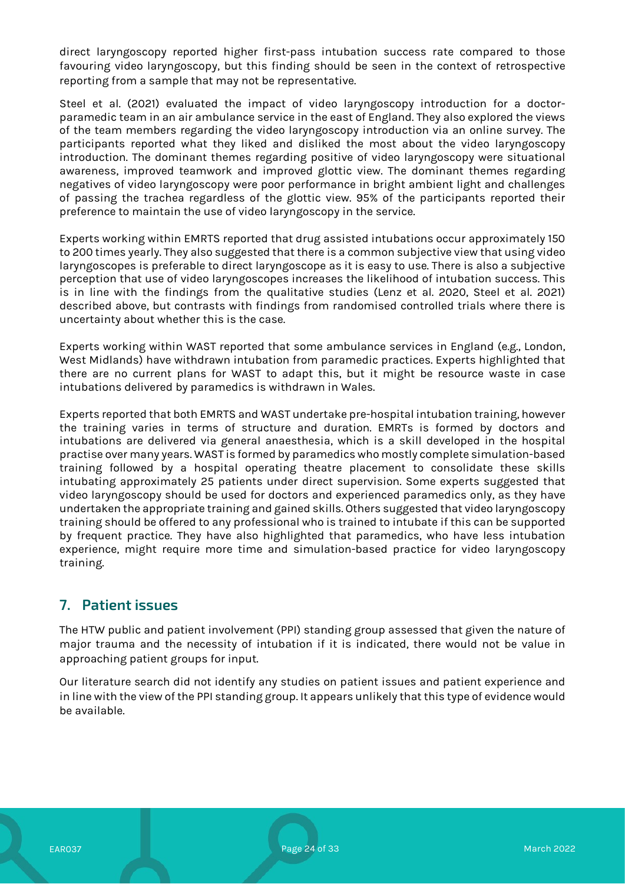direct laryngoscopy reported higher first-pass intubation success rate compared to those favouring video laryngoscopy, but this finding should be seen in the context of retrospective reporting from a sample that may not be representative.

Steel et al. (2021) evaluated the impact of video laryngoscopy introduction for a doctor-paramedic team in an air ambulance service in the east of England. They also explored the views of the team members regarding the video laryngoscopy introduction via an online survey. The participants reported what they liked and disliked the most about the video laryngoscopy introduction. The dominant themes regarding positive of video laryngoscopy were situational awareness, improved teamwork and improved glottic view. The dominant themes regarding negatives of video laryngoscopy were poor performance in bright ambient light and challenges of passing the trachea regardless of the glottic view. 95% of the participants reported their preference to maintain the use of video laryngoscopy in the service.

Experts working within EMRTS reported that drug assisted intubations occur approximately 150 to 200 times yearly. They also suggested that there is a common subjective view that using video laryngoscopes is preferable to direct laryngoscope as it is easy to use. There is also a subjective perception that use of video laryngoscopes increases the likelihood of intubation success. This is in line with the findings from the qualitative studies (Lenz et al. 2020, Steel et al. 2021) described above, but contrasts with findings from randomised controlled trials where there is uncertainty about whether this is the case.

Experts working within WAST reported that some ambulance services in England (e.g., London, West Midlands) have withdrawn intubation from paramedic practices. Experts highlighted that there are no current plans for WAST to adapt this, but it might be resource waste in case intubations delivered by paramedics is withdrawn in Wales.

Experts reported that both EMRTS and WAST undertake pre-hospital intubation training, however the training varies in terms of structure and duration. EMRTs is formed by doctors and intubations are delivered via general anaesthesia, which is a skill developed in the hospital practise over many years. WAST is formed by paramedics who mostly complete simulation-based training followed by a hospital operating theatre placement to consolidate these skills intubating approximately 25 patients under direct supervision. Some experts suggested that video laryngoscopy should be used for doctors and experienced paramedics only, as they have undertaken the appropriate training and gained skills. Others suggested that video laryngoscopy training should be offered to any professional who is trained to intubate if this can be supported by frequent practice. They have also highlighted that paramedics, who have less intubation experience, might require more time and simulation-based practice for video laryngoscopy training.

## 7. Patient issues

The HTW public and patient involvement (PPI) standing group assessed that given the nature of major trauma and the necessity of intubation if it is indicated, there would not be value in approaching patient groups for input.

Our literature search did not identify any studies on patient issues and patient experience and in line with the view of the PPI standing group. It appears unlikely that this type of evidence would be available.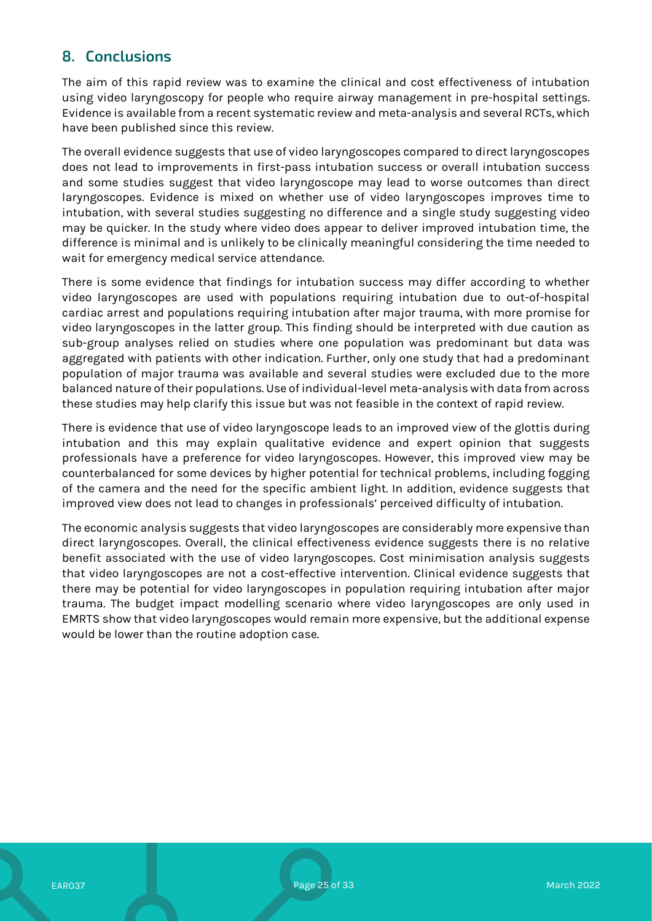## 8. Conclusions

The aim of this rapid review was to examine the clinical and cost effectiveness of intubation using video laryngoscopy for people who require airway management in pre-hospital settings. Evidence is available from a recent systematic review and meta-analysis and several RCTs, which have been published since this review.

The overall evidence suggests that use of video laryngoscopes compared to direct laryngoscopes does not lead to improvements in first-pass intubation success or overall intubation success and some studies suggest that video laryngoscope may lead to worse outcomes than direct laryngoscopes. Evidence is mixed on whether use of video laryngoscopes improves time to intubation, with several studies suggesting no difference and a single study suggesting video may be quicker. In the study where video does appear to deliver improved intubation time, the difference is minimal and is unlikely to be clinically meaningful considering the time needed to wait for emergency medical service attendance.

There is some evidence that findings for intubation success may differ according to whether video laryngoscopes are used with populations requiring intubation due to out-of-hospital cardiac arrest and populations requiring intubation after major trauma, with more promise for video laryngoscopes in the latter group. This finding should be interpreted with due caution as sub-group analyses relied on studies where one population was predominant but data was aggregated with patients with other indication. Further, only one study that had a predominant population of major trauma was available and several studies were excluded due to the more balanced nature of their populations. Use of individual-level meta-analysis with data from across these studies may help clarify this issue but was not feasible in the context of rapid review.

There is evidence that use of video laryngoscope leads to an improved view of the glottis during intubation and this may explain qualitative evidence and expert opinion that suggests professionals have a preference for video laryngoscopes. However, this improved view may be counterbalanced for some devices by higher potential for technical problems, including fogging of the camera and the need for the specific ambient light. In addition, evidence suggests that improved view does not lead to changes in professionals' perceived difficulty of intubation.

The economic analysis suggests that video laryngoscopes are considerably more expensive than direct laryngoscopes. Overall, the clinical effectiveness evidence suggests there is no relative benefit associated with the use of video laryngoscopes. Cost minimisation analysis suggests that video laryngoscopes are not a cost-effective intervention. Clinical evidence suggests that there may be potential for video laryngoscopes in population requiring intubation after major trauma. The budget impact modelling scenario where video laryngoscopes are only used in EMRTS show that video laryngoscopes would remain more expensive, but the additional expense would be lower than the routine adoption case.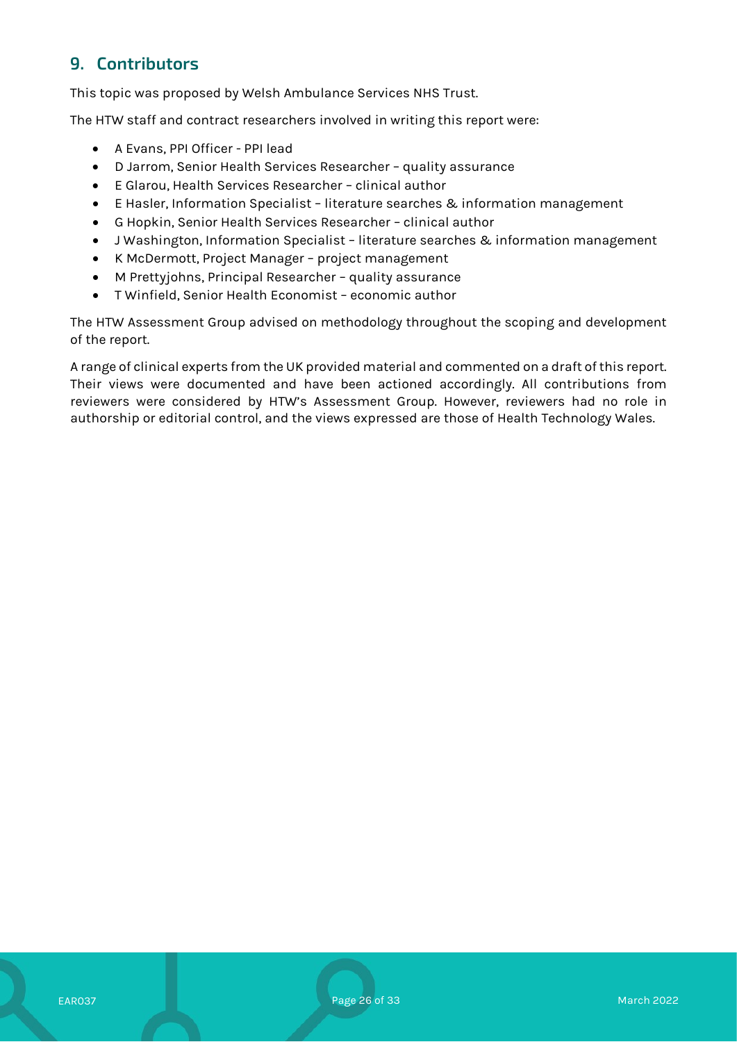## 9. Contributors

This topic was proposed by Welsh Ambulance Services NHS Trust.

The HTW staff and contract researchers involved in writing this report were:

- A Evans, PPI Officer - PPI lead
- D Jarrom, Senior Health Services Researcher – quality assurance
- E Glarou, Health Services Researcher – clinical author
- E Hasler, Information Specialist – literature searches & information management
- G Hopkin, Senior Health Services Researcher – clinical author
- J Washington, Information Specialist – literature searches & information management
- K McDermott, Project Manager – project management
- M Prettyjohns, Principal Researcher – quality assurance
- T Winfield, Senior Health Economist – economic author

The HTW Assessment Group advised on methodology throughout the scoping and development of the report.

A range of clinical experts from the UK provided material and commented on a draft of this report. Their views were documented and have been actioned accordingly. All contributions from reviewers were considered by HTW's Assessment Group. However, reviewers had no role in authorship or editorial control, and the views expressed are those of Health Technology Wales.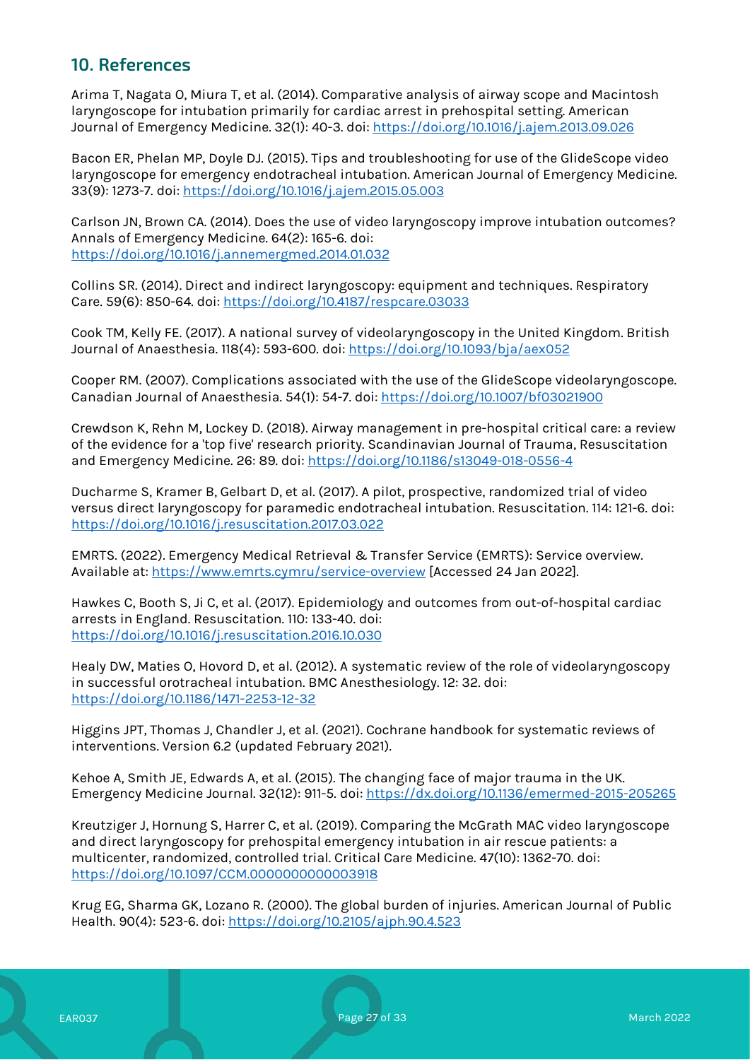## 10. References

Arima T, Nagata O, Miura T, et al. (2014). Comparative analysis of airway scope and Macintosh laryngoscope for intubation primarily for cardiac arrest in prehospital setting. American Journal of Emergency Medicine. 32(1): 40-3. doi: https://doi.org/10.1016/j.ajem.2013.09.026

Bacon ER, Phelan MP, Doyle DJ. (2015). Tips and troubleshooting for use of the GlideScope video laryngoscope for emergency endotracheal intubation. American Journal of Emergency Medicine. 33(9): 1273-7. doi: https://doi.org/10.1016/j.ajem.2015.05.003

Carlson JN, Brown CA. (2014). Does the use of video laryngoscopy improve intubation outcomes? Annals of Emergency Medicine. 64(2): 165-6. doi: https://doi.org/10.1016/j.annemergmed.2014.01.032

Collins SR. (2014). Direct and indirect laryngoscopy: equipment and techniques. Respiratory Care. 59(6): 850-64. doi: https://doi.org/10.4187/respcare.03033

Cook TM, Kelly FE. (2017). A national survey of videolaryngoscopy in the United Kingdom. British Journal of Anaesthesia. 118(4): 593-600. doi: https://doi.org/10.1093/bja/aex052

Cooper RM. (2007). Complications associated with the use of the GlideScope videolaryngoscope. Canadian Journal of Anaesthesia. 54(1): 54-7. doi: https://doi.org/10.1007/bf03021900

Crewdson K, Rehn M, Lockey D. (2018). Airway management in pre-hospital critical care: a review of the evidence for a 'top five' research priority. Scandinavian Journal of Trauma, Resuscitation and Emergency Medicine. 26: 89. doi: https://doi.org/10.1186/s13049-018-0556-4

Ducharme S, Kramer B, Gelbart D, et al. (2017). A pilot, prospective, randomized trial of video versus direct laryngoscopy for paramedic endotracheal intubation. Resuscitation. 114: 121-6. doi: https://doi.org/10.1016/j.resuscitation.2017.03.022

EMRTS. (2022). Emergency Medical Retrieval & Transfer Service (EMRTS): Service overview. Available at: https://www.emrts.cymru/service-overview [Accessed 24 Jan 2022].

Hawkes C, Booth S, Ji C, et al. (2017). Epidemiology and outcomes from out-of-hospital cardiac arrests in England. Resuscitation. 110: 133-40. doi: https://doi.org/10.1016/j.resuscitation.2016.10.030

Healy DW, Maties O, Hovord D, et al. (2012). A systematic review of the role of videolaryngoscopy in successful orotracheal intubation. BMC Anesthesiology. 12: 32. doi: https://doi.org/10.1186/1471-2253-12-32

Higgins JPT, Thomas J, Chandler J, et al. (2021). Cochrane handbook for systematic reviews of interventions. Version 6.2 (updated February 2021).

Kehoe A, Smith JE, Edwards A, et al. (2015). The changing face of major trauma in the UK. Emergency Medicine Journal. 32(12): 911-5. doi: https://dx.doi.org/10.1136/emermed-2015-205265

Kreutziger J, Hornung S, Harrer C, et al. (2019). Comparing the McGrath MAC video laryngoscope and direct laryngoscopy for prehospital emergency intubation in air rescue patients: a multicenter, randomized, controlled trial. Critical Care Medicine. 47(10): 1362-70. doi: https://doi.org/10.1097/CCM.0000000000003918

Krug EG, Sharma GK, Lozano R. (2000). The global burden of injuries. American Journal of Public Health. 90(4): 523-6. doi: https://doi.org/10.2105/ajph.90.4.523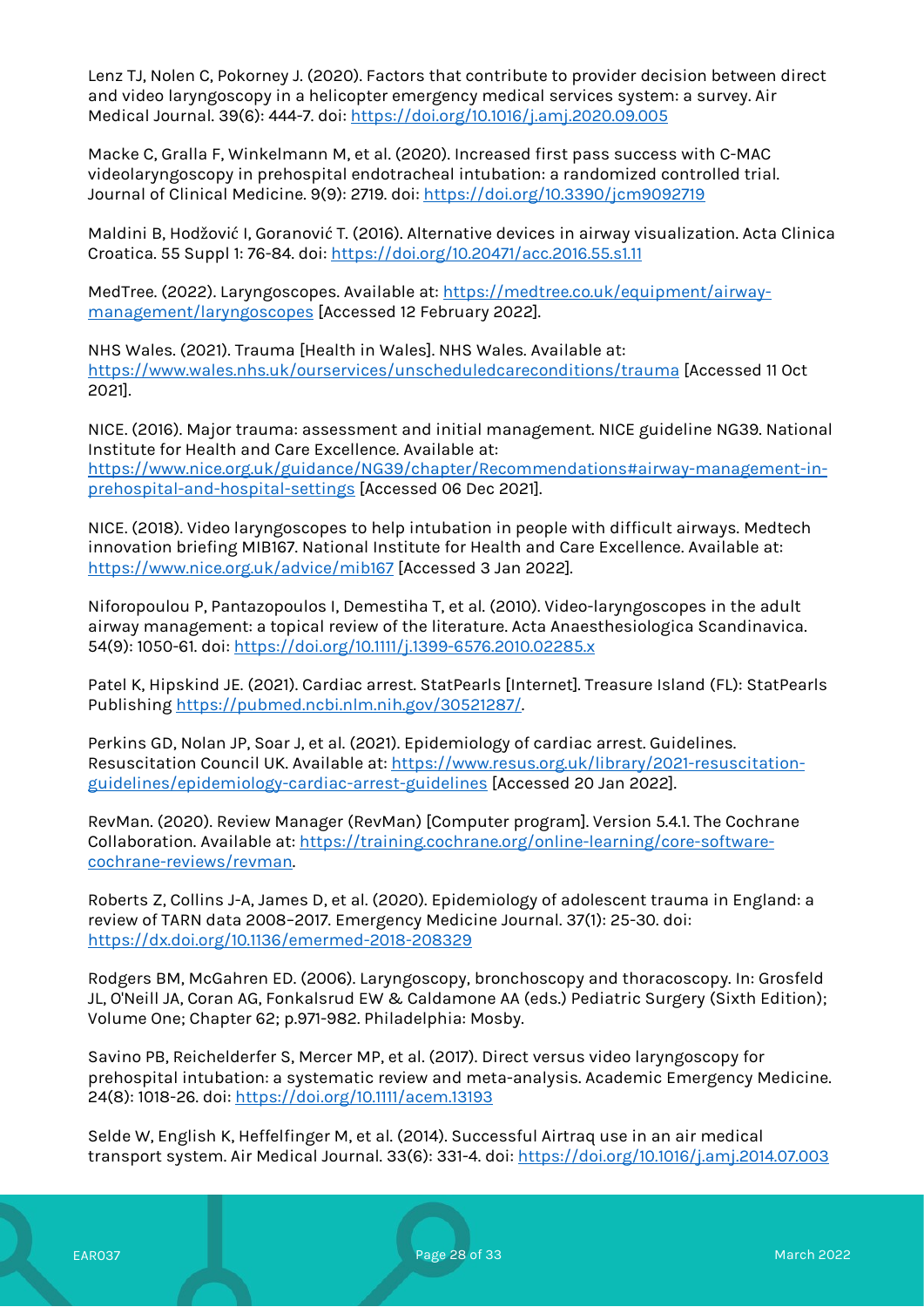Lenz TJ, Nolen C, Pokorney J. (2020). Factors that contribute to provider decision between direct and video laryngoscopy in a helicopter emergency medical services system: a survey. Air Medical Journal. 39(6): 444-7. doi: https://doi.org/10.1016/j.amj.2020.09.005

Macke C, Gralla F, Winkelmann M, et al. (2020). Increased first pass success with C-MAC videolaryngoscopy in prehospital endotracheal intubation: a randomized controlled trial. Journal of Clinical Medicine. 9(9): 2719. doi: https://doi.org/10.3390/jcm9092719

Maldini B, Hodžović I, Goranović T. (2016). Alternative devices in airway visualization. Acta Clinica Croatica. 55 Suppl 1: 76-84. doi: https://doi.org/10.20471/acc.2016.55.s1.11

MedTree. (2022). Laryngoscopes. Available at: https://medtree.co.uk/equipment/airway-management/laryngoscopes [Accessed 12 February 2022].

NHS Wales. (2021). Trauma [Health in Wales]. NHS Wales. Available at: https://www.wales.nhs.uk/ourservices/unscheduledcareconditions/trauma [Accessed 11 Oct 2021].

NICE. (2016). Major trauma: assessment and initial management. NICE guideline NG39. National Institute for Health and Care Excellence. Available at: https://www.nice.org.uk/guidance/NG39/chapter/Recommendations#airway-management-in-prehospital-and-hospital-settings [Accessed 06 Dec 2021].

NICE. (2018). Video laryngoscopes to help intubation in people with difficult airways. Medtech innovation briefing MIB167. National Institute for Health and Care Excellence. Available at: https://www.nice.org.uk/advice/mib167 [Accessed 3 Jan 2022].

Niforopoulou P, Pantazopoulos I, Demestiha T, et al. (2010). Video-laryngoscopes in the adult airway management: a topical review of the literature. Acta Anaesthesiologica Scandinavica. 54(9): 1050-61. doi: https://doi.org/10.1111/j.1399-6576.2010.02285.x

Patel K, Hipskind JE. (2021). Cardiac arrest. StatPearls [Internet]. Treasure Island (FL): StatPearls Publishing https://pubmed.ncbi.nlm.nih.gov/30521287/.

Perkins GD, Nolan JP, Soar J, et al. (2021). Epidemiology of cardiac arrest. Guidelines. Resuscitation Council UK. Available at: https://www.resus.org.uk/library/2021-resuscitation-guidelines/epidemiology-cardiac-arrest-guidelines [Accessed 20 Jan 2022].

RevMan. (2020). Review Manager (RevMan) [Computer program]. Version 5.4.1. The Cochrane Collaboration. Available at: https://training.cochrane.org/online-learning/core-software-cochrane-reviews/revman.

Roberts Z, Collins J-A, James D, et al. (2020). Epidemiology of adolescent trauma in England: a review of TARN data 2008–2017. Emergency Medicine Journal. 37(1): 25-30. doi: https://dx.doi.org/10.1136/emermed-2018-208329

Rodgers BM, McGahren ED. (2006). Laryngoscopy, bronchoscopy and thoracoscopy. In: Grosfeld JL, O'Neill JA, Coran AG, Fonkalsrud EW & Caldamone AA (eds.) Pediatric Surgery (Sixth Edition); Volume One; Chapter 62; p.971-982. Philadelphia: Mosby.

Savino PB, Reichelderfer S, Mercer MP, et al. (2017). Direct versus video laryngoscopy for prehospital intubation: a systematic review and meta-analysis. Academic Emergency Medicine. 24(8): 1018-26. doi: https://doi.org/10.1111/acem.13193

Selde W, English K, Heffelfinger M, et al. (2014). Successful Airtraq use in an air medical transport system. Air Medical Journal. 33(6): 331-4. doi: https://doi.org/10.1016/j.amj.2014.07.003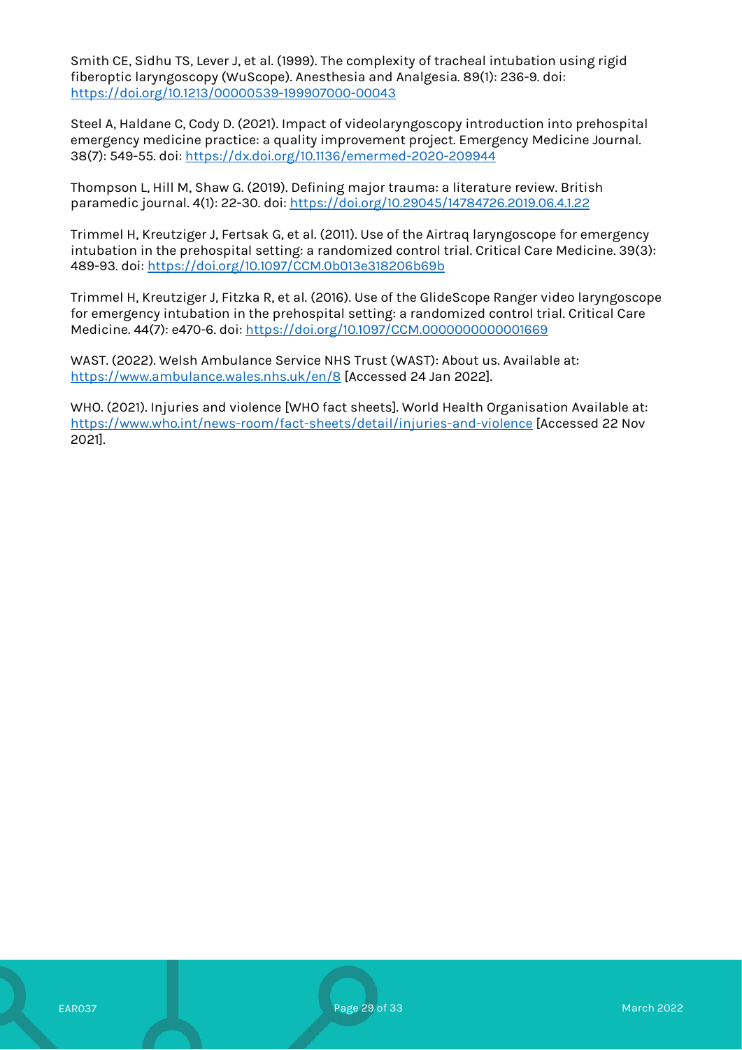Smith CE, Sidhu TS, Lever J, et al. (1999). The complexity of tracheal intubation using rigid fiberoptic laryngoscopy (WuScope). Anesthesia and Analgesia. 89(1): 236-9. doi: https://doi.org/10.1213/00000539-199907000-00043

Steel A, Haldane C, Cody D. (2021). Impact of videolaryngoscopy introduction into prehospital emergency medicine practice: a quality improvement project. Emergency Medicine Journal. 38(7): 549-55. doi: https://dx.doi.org/10.1136/emermed-2020-209944

Thompson L, Hill M, Shaw G. (2019). Defining major trauma: a literature review. British paramedic journal. 4(1): 22-30. doi: https://doi.org/10.29045/14784726.2019.06.4.1.22

Trimmel H, Kreutziger J, Fertsak G, et al. (2011). Use of the Airtraq laryngoscope for emergency intubation in the prehospital setting: a randomized control trial. Critical Care Medicine. 39(3): 489-93. doi: https://doi.org/10.1097/CCM.0b013e318206b69b

Trimmel H, Kreutziger J, Fitzka R, et al. (2016). Use of the GlideScope Ranger video laryngoscope for emergency intubation in the prehospital setting: a randomized control trial. Critical Care Medicine. 44(7): e470-6. doi: https://doi.org/10.1097/CCM.0000000000001669

WAST. (2022). Welsh Ambulance Service NHS Trust (WAST): About us. Available at: https://www.ambulance.wales.nhs.uk/en/8 [Accessed 24 Jan 2022].

WHO. (2021). Injuries and violence [WHO fact sheets]. World Health Organisation Available at: https://www.who.int/news-room/fact-sheets/detail/injuries-and-violence [Accessed 22 Nov 2021].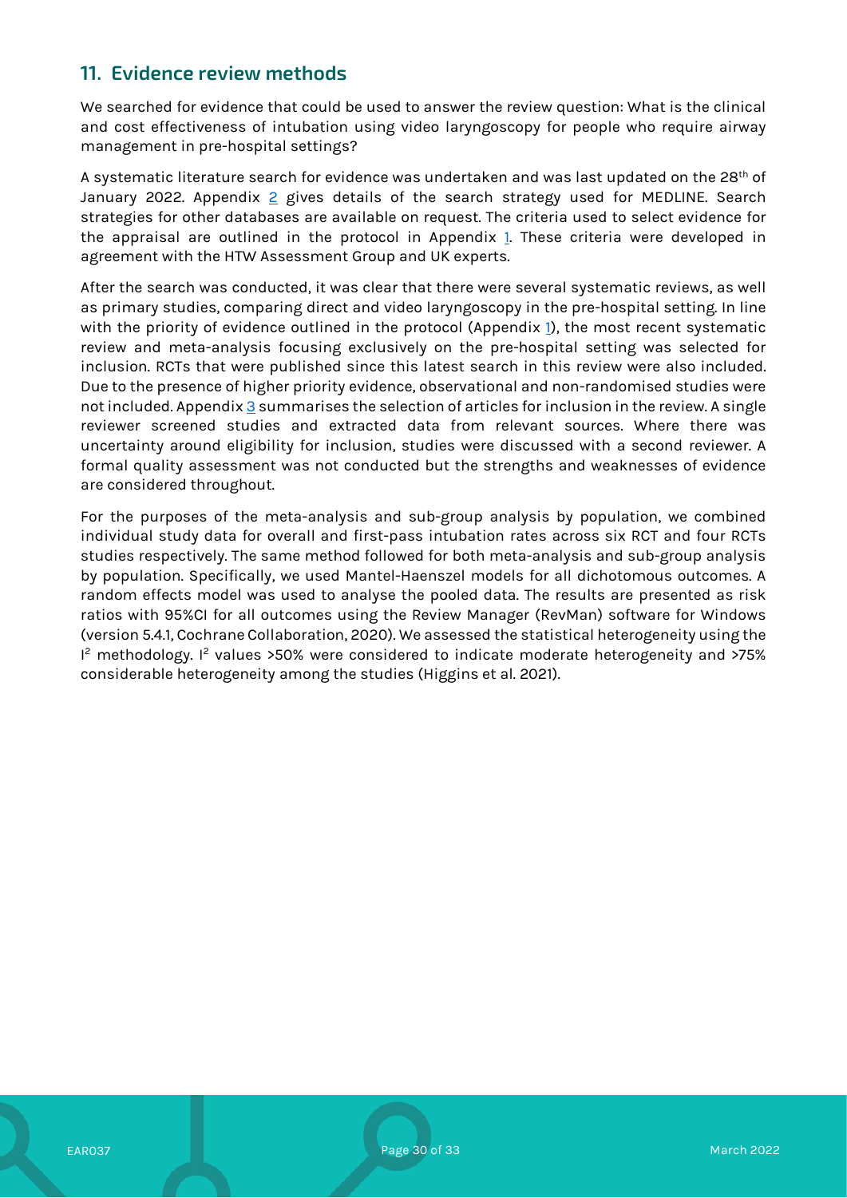## 11. Evidence review methods

We searched for evidence that could be used to answer the review question: What is the clinical and cost effectiveness of intubation using video laryngoscopy for people who require airway management in pre-hospital settings?

A systematic literature search for evidence was undertaken and was last updated on the 28th of January 2022. Appendix 2 gives details of the search strategy used for MEDLINE. Search strategies for other databases are available on request. The criteria used to select evidence for the appraisal are outlined in the protocol in Appendix 1. These criteria were developed in agreement with the HTW Assessment Group and UK experts.

After the search was conducted, it was clear that there were several systematic reviews, as well as primary studies, comparing direct and video laryngoscopy in the pre-hospital setting. In line with the priority of evidence outlined in the protocol (Appendix 1), the most recent systematic review and meta-analysis focusing exclusively on the pre-hospital setting was selected for inclusion. RCTs that were published since this latest search in this review were also included. Due to the presence of higher priority evidence, observational and non-randomised studies were not included. Appendix 3 summarises the selection of articles for inclusion in the review. A single reviewer screened studies and extracted data from relevant sources. Where there was uncertainty around eligibility for inclusion, studies were discussed with a second reviewer. A formal quality assessment was not conducted but the strengths and weaknesses of evidence are considered throughout.

For the purposes of the meta-analysis and sub-group analysis by population, we combined individual study data for overall and first-pass intubation rates across six RCT and four RCTs studies respectively. The same method followed for both meta-analysis and sub-group analysis by population. Specifically, we used Mantel-Haenszel models for all dichotomous outcomes. A random effects model was used to analyse the pooled data. The results are presented as risk ratios with 95%CI for all outcomes using the Review Manager (RevMan) software for Windows (version 5.4.1, Cochrane Collaboration, 2020). We assessed the statistical heterogeneity using the $I^2$ methodology. $I^2$ values >50% were considered to indicate moderate heterogeneity and >75% considerable heterogeneity among the studies (Higgins et al. 2021).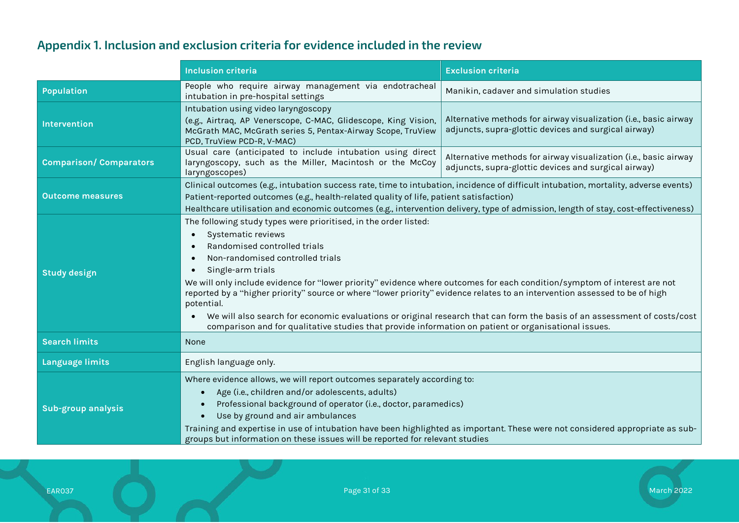## Appendix 1. Inclusion and exclusion criteria for evidence included in the review

| | Inclusion criteria | Exclusion criteria |
|---|---|---|
| **Population** | People who require airway management via endotracheal intubation in pre-hospital settings | Manikin, cadaver and simulation studies |
| **Intervention** | Intubation using video laryngoscopy<br>(e.g., Airtraq, AP Venerscope, C-MAC, Glidescope, King Vision, McGrath MAC, McGrath series 5, Pentax-Airway Scope, TruView PCD, TruView PCD-R, V-MAC) | Alternative methods for airway visualization (i.e., basic airway adjuncts, supra-glottic devices and surgical airway) |
| **Comparison/ Comparators** | Usual care (anticipated to include intubation using direct laryngoscopy, such as the Miller, Macintosh or the McCoy laryngoscopes) | Alternative methods for airway visualization (i.e., basic airway adjuncts, supra-glottic devices and surgical airway) |
| **Outcome measures** | Clinical outcomes (e.g., intubation success rate, time to intubation, incidence of difficult intubation, mortality, adverse events)<br>Patient-reported outcomes (e.g., health-related quality of life, patient satisfaction)<br>Healthcare utilisation and economic outcomes (e.g., intervention delivery, type of admission, length of stay, cost-effectiveness) | |
| **Study design** | The following study types were prioritised, in the order listed:<br>• Systematic reviews<br>• Randomised controlled trials<br>• Non-randomised controlled trials<br>• Single-arm trials<br>We will only include evidence for "lower priority" evidence where outcomes for each condition/symptom of interest are not reported by a "higher priority" source or where "lower priority" evidence relates to an intervention assessed to be of high potential.<br>• We will also search for economic evaluations or original research that can form the basis of an assessment of costs/cost comparison and for qualitative studies that provide information on patient or organisational issues. | |
| **Search limits** | None | |
| **Language limits** | English language only. | |
| **Sub-group analysis** | Where evidence allows, we will report outcomes separately according to:<br>• Age (i.e., children and/or adolescents, adults)<br>• Professional background of operator (i.e., doctor, paramedics)<br>• Use by ground and air ambulances<br>Training and expertise in use of intubation have been highlighted as important. These were not considered appropriate as sub-groups but information on these issues will be reported for relevant studies | |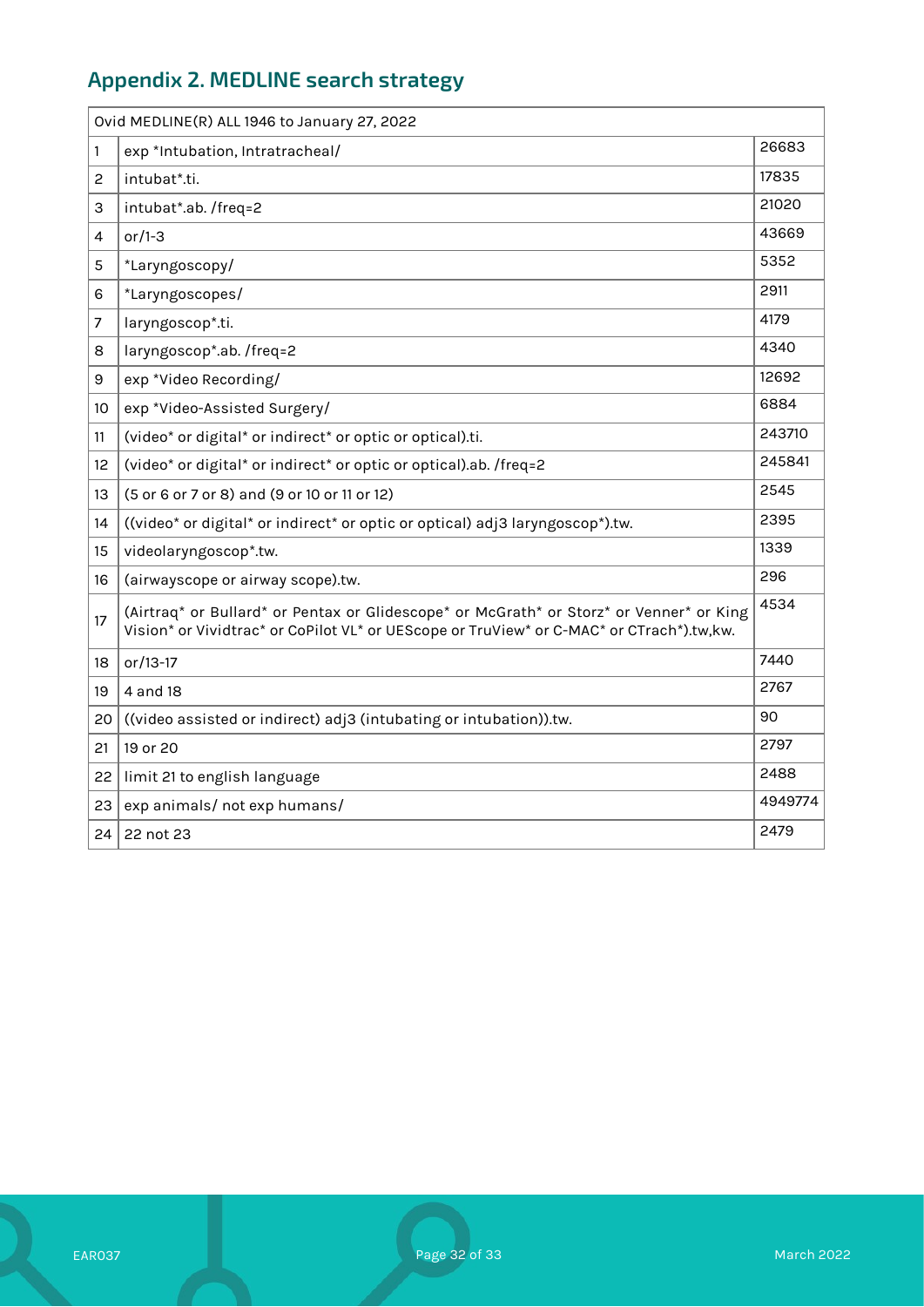## Appendix 2. MEDLINE search strategy

| Ovid MEDLINE(R) ALL 1946 to January 27, 2022 | | |
|---|---|---|
| 1 | exp *Intubation, Intratracheal/ | 26683 |
| 2 | intubat*.ti. | 17835 |
| 3 | intubat*.ab. /freq=2 | 21020 |
| 4 | or/1-3 | 43669 |
| 5 | *Laryngoscopy/ | 5352 |
| 6 | *Laryngoscopes/ | 2911 |
| 7 | laryngoscop*.ti. | 4179 |
| 8 | laryngoscop*.ab. /freq=2 | 4340 |
| 9 | exp *Video Recording/ | 12692 |
| 10 | exp *Video-Assisted Surgery/ | 6884 |
| 11 | (video* or digital* or indirect* or optic or optical).ti. | 243710 |
| 12 | (video* or digital* or indirect* or optic or optical).ab. /freq=2 | 245841 |
| 13 | (5 or 6 or 7 or 8) and (9 or 10 or 11 or 12) | 2545 |
| 14 | ((video* or digital* or indirect* or optic or optical) adj3 laryngoscop*).tw. | 2395 |
| 15 | videolaryngoscop*.tw. | 1339 |
| 16 | (airwayscope or airway scope).tw. | 296 |
| 17 | (Airtraq* or Bullard* or Pentax or Glidescope* or McGrath* or Storz* or Venner* or King Vision* or Vividtrac* or CoPilot VL* or UEScope or TruView* or C-MAC* or CTrach*).tw,kw. | 4534 |
| 18 | or/13-17 | 7440 |
| 19 | 4 and 18 | 2767 |
| 20 | ((video assisted or indirect) adj3 (intubating or intubation)).tw. | 90 |
| 21 | 19 or 20 | 2797 |
| 22 | limit 21 to english language | 2488 |
| 23 | exp animals/ not exp humans/ | 4949774 |
| 24 | 22 not 23 | 2479 |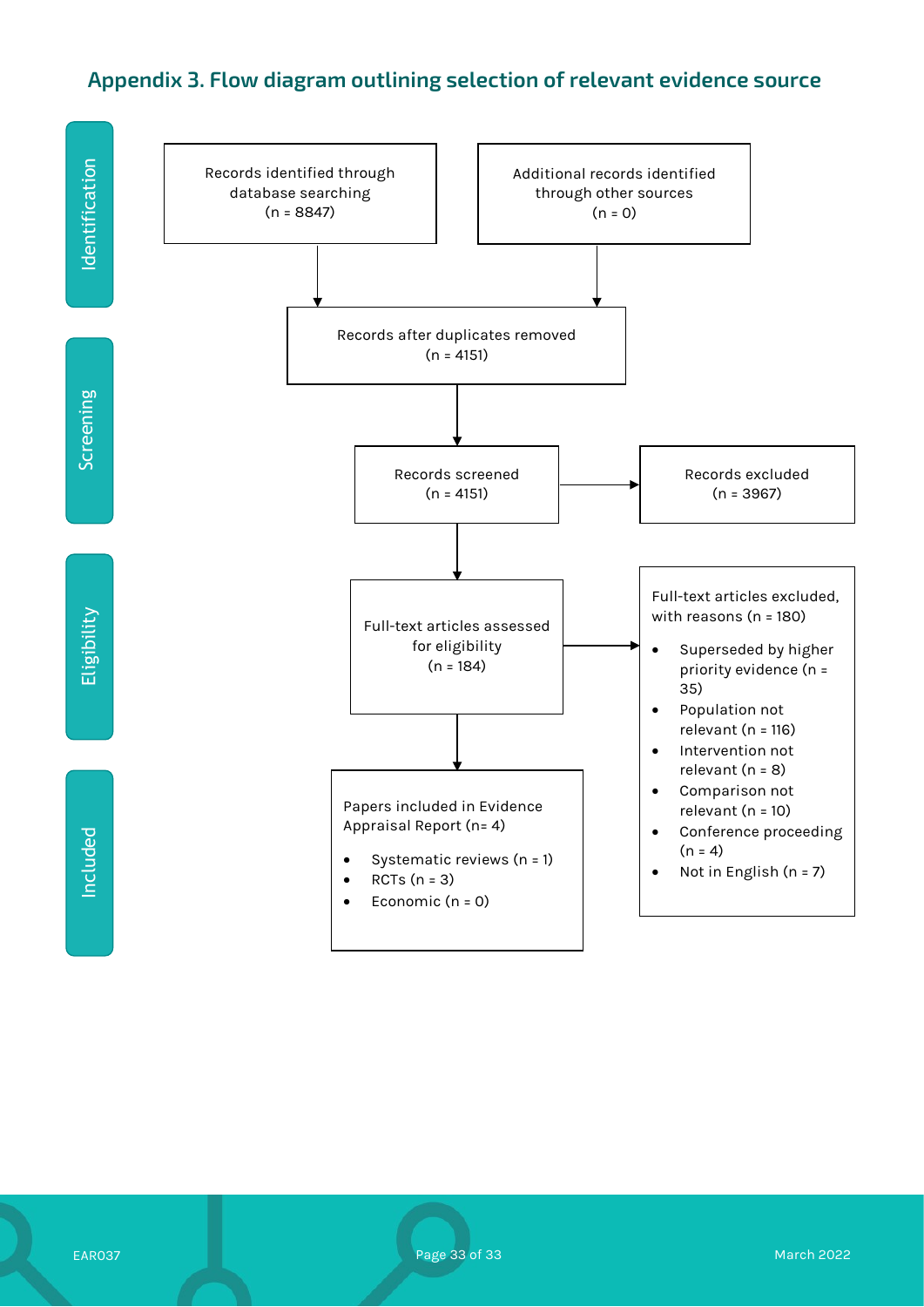## Appendix 3. Flow diagram outlining selection of relevant evidence source

Identification

Records identified through database searching (n = 8847)

Additional records identified through other sources (n = 0)

Screening

Records after duplicates removed (n = 4151)

Records screened (n = 4151)

Records excluded (n = 3967)

Eligibility

Full-text articles assessed for eligibility (n = 184)

Full-text articles excluded, with reasons (n = 180)

- Superseded by higher priority evidence (n = 35)
- Population not relevant (n = 116)
- Intervention not relevant (n = 8)
- Comparison not relevant (n = 10)
- Conference proceeding (n = 4)
- Not in English (n = 7)

Included

Papers included in Evidence Appraisal Report (n= 4)

- Systematic reviews (n = 1)
- RCTs (n = 3)
- Economic (n = 0)